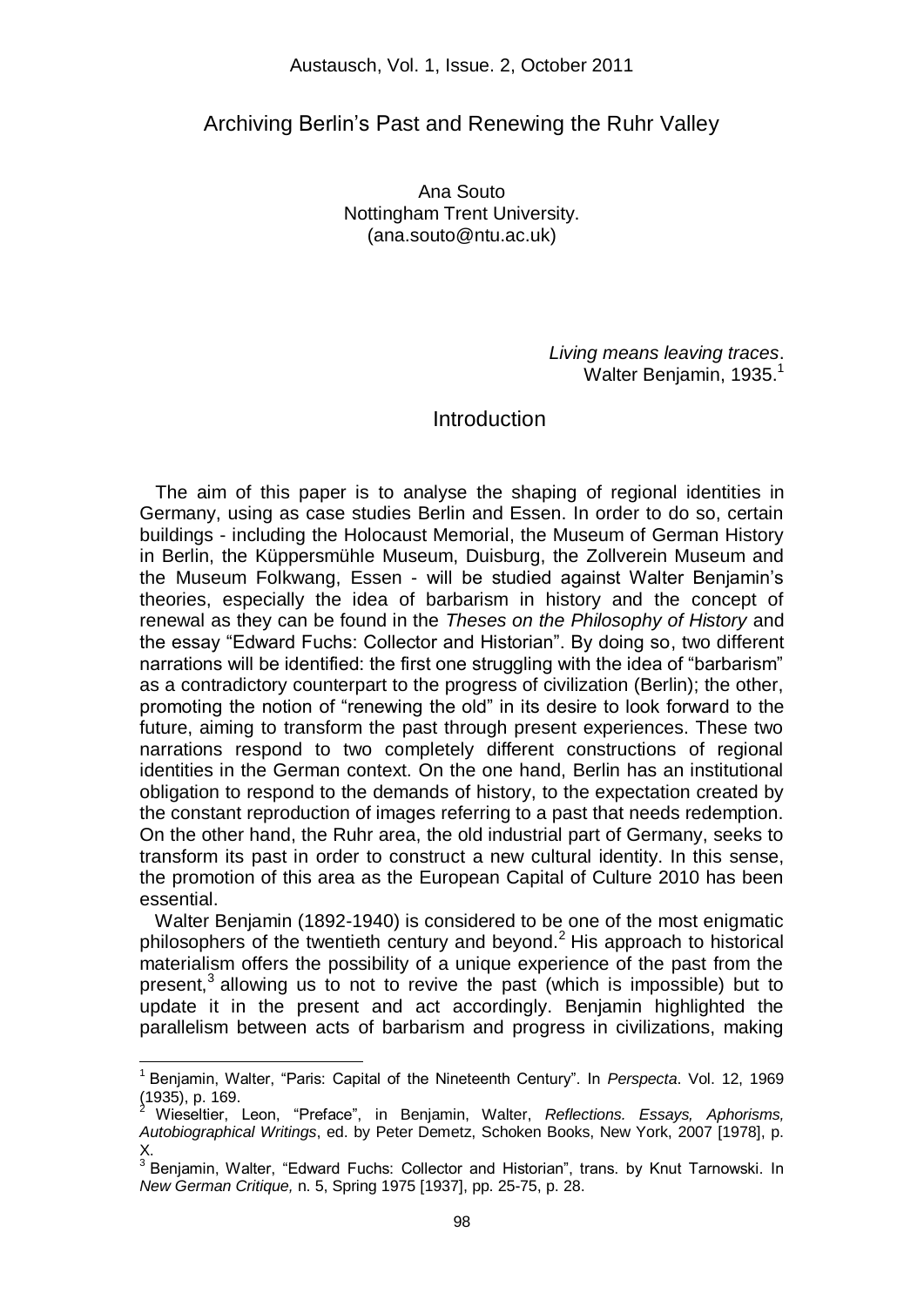# Archiving Berlin's Past and Renewing the Ruhr Valley

Ana Souto
Nottingham Trent University.
(ana.souto@ntu.ac.uk)

> *Living means leaving traces*.
> Walter Benjamin, 1935.[1]

## Introduction

The aim of this paper is to analyse the shaping of regional identities in Germany, using as case studies Berlin and Essen. In order to do so, certain buildings - including the Holocaust Memorial, the Museum of German History in Berlin, the Küppersmühle Museum, Duisburg, the Zollverein Museum and the Museum Folkwang, Essen - will be studied against Walter Benjamin's theories, especially the idea of barbarism in history and the concept of renewal as they can be found in the *Theses on the Philosophy of History* and the essay "Edward Fuchs: Collector and Historian". By doing so, two different narrations will be identified: the first one struggling with the idea of "barbarism" as a contradictory counterpart to the progress of civilization (Berlin); the other, promoting the notion of "renewing the old" in its desire to look forward to the future, aiming to transform the past through present experiences. These two narrations respond to two completely different constructions of regional identities in the German context. On the one hand, Berlin has an institutional obligation to respond to the demands of history, to the expectation created by the constant reproduction of images referring to a past that needs redemption. On the other hand, the Ruhr area, the old industrial part of Germany, seeks to transform its past in order to construct a new cultural identity. In this sense, the promotion of this area as the European Capital of Culture 2010 has been essential.

Walter Benjamin (1892-1940) is considered to be one of the most enigmatic philosophers of the twentieth century and beyond.[2] His approach to historical materialism offers the possibility of a unique experience of the past from the present,[3] allowing us to not to revive the past (which is impossible) but to update it in the present and act accordingly. Benjamin highlighted the parallelism between acts of barbarism and progress in civilizations, making

---

[1] Benjamin, Walter, "Paris: Capital of the Nineteenth Century". In *Perspecta*. Vol. 12, 1969 (1935), p. 169.

[2] Wieseltier, Leon, "Preface", in Benjamin, Walter, *Reflections. Essays, Aphorisms, Autobiographical Writings*, ed. by Peter Demetz, Schoken Books, New York, 2007 [1978], p. X.

[3] Benjamin, Walter, "Edward Fuchs: Collector and Historian", trans. by Knut Tarnowski. In *New German Critique,* n. 5, Spring 1975 [1937], pp. 25-75, p. 28.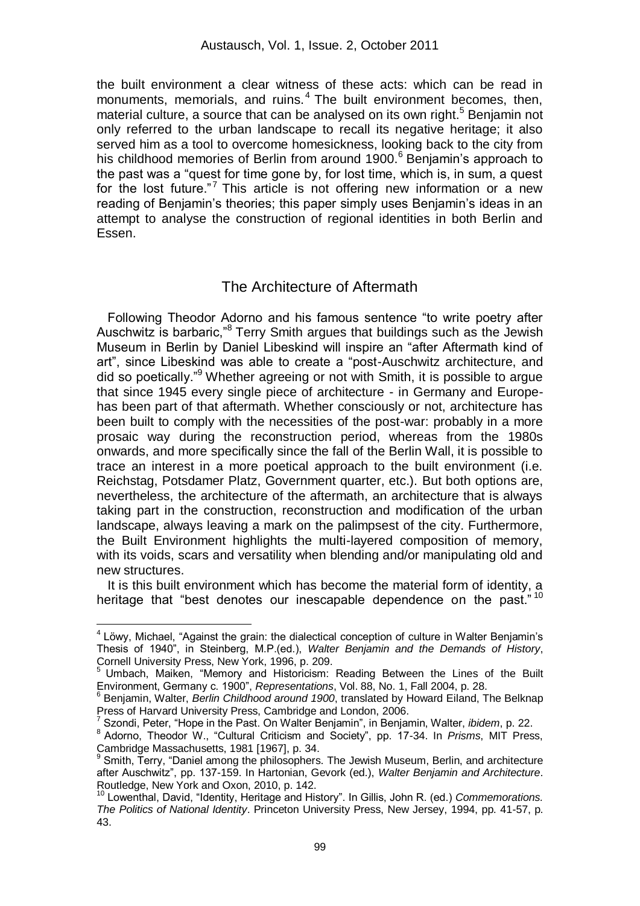the built environment a clear witness of these acts: which can be read in monuments, memorials, and ruins.[4] The built environment becomes, then, material culture, a source that can be analysed on its own right.[5] Benjamin not only referred to the urban landscape to recall its negative heritage; it also served him as a tool to overcome homesickness, looking back to the city from his childhood memories of Berlin from around 1900.[6] Benjamin's approach to the past was a "quest for time gone by, for lost time, which is, in sum, a quest for the lost future."[7] This article is not offering new information or a new reading of Benjamin's theories; this paper simply uses Benjamin's ideas in an attempt to analyse the construction of regional identities in both Berlin and Essen.

## The Architecture of Aftermath

Following Theodor Adorno and his famous sentence "to write poetry after Auschwitz is barbaric,"[8] Terry Smith argues that buildings such as the Jewish Museum in Berlin by Daniel Libeskind will inspire an "after Aftermath kind of art", since Libeskind was able to create a "post-Auschwitz architecture, and did so poetically."[9] Whether agreeing or not with Smith, it is possible to argue that since 1945 every single piece of architecture - in Germany and Europe- has been part of that aftermath. Whether consciously or not, architecture has been built to comply with the necessities of the post-war: probably in a more prosaic way during the reconstruction period, whereas from the 1980s onwards, and more specifically since the fall of the Berlin Wall, it is possible to trace an interest in a more poetical approach to the built environment (i.e. Reichstag, Potsdamer Platz, Government quarter, etc.). But both options are, nevertheless, the architecture of the aftermath, an architecture that is always taking part in the construction, reconstruction and modification of the urban landscape, always leaving a mark on the palimpsest of the city. Furthermore, the Built Environment highlights the multi-layered composition of memory, with its voids, scars and versatility when blending and/or manipulating old and new structures.

It is this built environment which has become the material form of identity, a heritage that "best denotes our inescapable dependence on the past."[10]

---

[4] Löwy, Michael, "Against the grain: the dialectical conception of culture in Walter Benjamin's Thesis of 1940", in Steinberg, M.P.(ed.), *Walter Benjamin and the Demands of History*, Cornell University Press, New York, 1996, p. 209.

[5] Umbach, Maiken, "Memory and Historicism: Reading Between the Lines of the Built Environment, Germany c. 1900", *Representations*, Vol. 88, No. 1, Fall 2004, p. 28.

[6] Benjamin, Walter, *Berlin Childhood around 1900*, translated by Howard Eiland, The Belknap Press of Harvard University Press, Cambridge and London, 2006.

[7] Szondi, Peter, "Hope in the Past. On Walter Benjamin", in Benjamin, Walter, *ibidem*, p. 22.

[8] Adorno, Theodor W., "Cultural Criticism and Society", pp. 17-34. In *Prisms*, MIT Press, Cambridge Massachusetts, 1981 [1967], p. 34.

[9] Smith, Terry, "Daniel among the philosophers. The Jewish Museum, Berlin, and architecture after Auschwitz", pp. 137-159. In Hartonian, Gevork (ed.), *Walter Benjamin and Architecture*. Routledge, New York and Oxon, 2010, p. 142.

[10] Lowenthal, David, "Identity, Heritage and History". In Gillis, John R. (ed.) *Commemorations. The Politics of National Identity*. Princeton University Press, New Jersey, 1994, pp. 41-57, p. 43.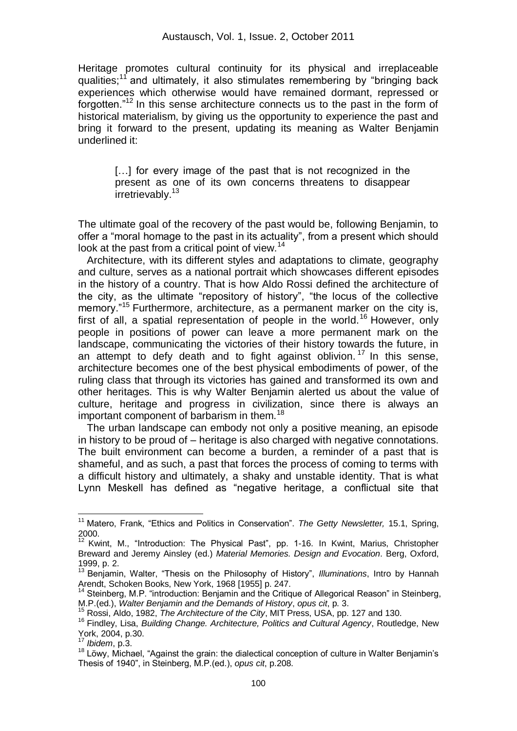Heritage promotes cultural continuity for its physical and irreplaceable qualities;[11] and ultimately, it also stimulates remembering by "bringing back experiences which otherwise would have remained dormant, repressed or forgotten."[12] In this sense architecture connects us to the past in the form of historical materialism, by giving us the opportunity to experience the past and bring it forward to the present, updating its meaning as Walter Benjamin underlined it:

> […] for every image of the past that is not recognized in the present as one of its own concerns threatens to disappear irretrievably.[13]

The ultimate goal of the recovery of the past would be, following Benjamin, to offer a "moral homage to the past in its actuality", from a present which should look at the past from a critical point of view.[14]

Architecture, with its different styles and adaptations to climate, geography and culture, serves as a national portrait which showcases different episodes in the history of a country. That is how Aldo Rossi defined the architecture of the city, as the ultimate "repository of history", "the locus of the collective memory."[15] Furthermore, architecture, as a permanent marker on the city is, first of all, a spatial representation of people in the world.[16] However, only people in positions of power can leave a more permanent mark on the landscape, communicating the victories of their history towards the future, in an attempt to defy death and to fight against oblivion.[17] In this sense, architecture becomes one of the best physical embodiments of power, of the ruling class that through its victories has gained and transformed its own and other heritages. This is why Walter Benjamin alerted us about the value of culture, heritage and progress in civilization, since there is always an important component of barbarism in them.[18]

The urban landscape can embody not only a positive meaning, an episode in history to be proud of – heritage is also charged with negative connotations. The built environment can become a burden, a reminder of a past that is shameful, and as such, a past that forces the process of coming to terms with a difficult history and ultimately, a shaky and unstable identity. That is what Lynn Meskell has defined as "negative heritage, a conflictual site that

---

[11] Matero, Frank, "Ethics and Politics in Conservation". *The Getty Newsletter,* 15.1, Spring, 2000.

[12] Kwint, M., "Introduction: The Physical Past", pp. 1-16. In Kwint, Marius, Christopher Breward and Jeremy Ainsley (ed.) *Material Memories. Design and Evocation*. Berg, Oxford, 1999, p. 2.

[13] Benjamin, Walter, "Thesis on the Philosophy of History", *Illuminations*, Intro by Hannah Arendt, Schoken Books, New York, 1968 [1955] p. 247.

[14] Steinberg, M.P. "introduction: Benjamin and the Critique of Allegorical Reason" in Steinberg, M.P.(ed.), *Walter Benjamin and the Demands of History*, *opus cit*, p. 3.

[15] Rossi, Aldo, 1982, *The Architecture of the City*, MIT Press, USA, pp. 127 and 130.

[16] Findley, Lisa, *Building Change. Architecture, Politics and Cultural Agency*, Routledge, New York, 2004, p.30.

[17] *Ibidem*, p.3.

[18] Löwy, Michael, "Against the grain: the dialectical conception of culture in Walter Benjamin's Thesis of 1940", in Steinberg, M.P.(ed.), *opus cit*, p.208.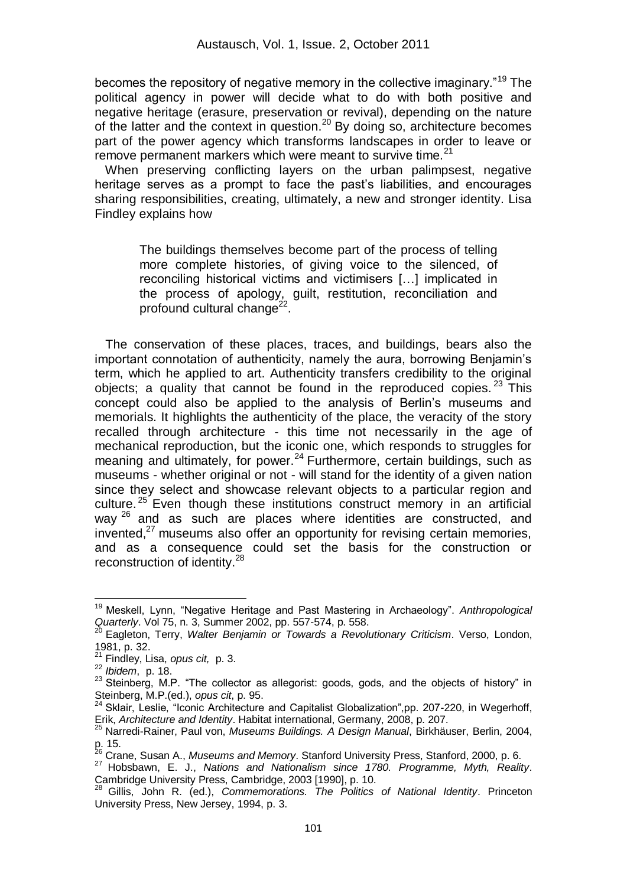becomes the repository of negative memory in the collective imaginary."[19] The political agency in power will decide what to do with both positive and negative heritage (erasure, preservation or revival), depending on the nature of the latter and the context in question.[20] By doing so, architecture becomes part of the power agency which transforms landscapes in order to leave or remove permanent markers which were meant to survive time.[21]

When preserving conflicting layers on the urban palimpsest, negative heritage serves as a prompt to face the past's liabilities, and encourages sharing responsibilities, creating, ultimately, a new and stronger identity. Lisa Findley explains how

> The buildings themselves become part of the process of telling more complete histories, of giving voice to the silenced, of reconciling historical victims and victimisers […] implicated in the process of apology, guilt, restitution, reconciliation and profound cultural change[22].

The conservation of these places, traces, and buildings, bears also the important connotation of authenticity, namely the aura, borrowing Benjamin's term, which he applied to art. Authenticity transfers credibility to the original objects; a quality that cannot be found in the reproduced copies.[23] This concept could also be applied to the analysis of Berlin's museums and memorials. It highlights the authenticity of the place, the veracity of the story recalled through architecture - this time not necessarily in the age of mechanical reproduction, but the iconic one, which responds to struggles for meaning and ultimately, for power.[24] Furthermore, certain buildings, such as museums - whether original or not - will stand for the identity of a given nation since they select and showcase relevant objects to a particular region and culture.[25] Even though these institutions construct memory in an artificial way[26] and as such are places where identities are constructed, and invented,[27] museums also offer an opportunity for revising certain memories, and as a consequence could set the basis for the construction or reconstruction of identity.[28]

---

[19] Meskell, Lynn, "Negative Heritage and Past Mastering in Archaeology". *Anthropological Quarterly*. Vol 75, n. 3, Summer 2002, pp. 557-574, p. 558.

[20] Eagleton, Terry, *Walter Benjamin or Towards a Revolutionary Criticism*. Verso, London, 1981, p. 32.

[21] Findley, Lisa, *opus cit,* p. 3.

[22] *Ibidem*, p. 18.

[23] Steinberg, M.P. "The collector as allegorist: goods, gods, and the objects of history" in Steinberg, M.P.(ed.), *opus cit*, p. 95.

[24] Sklair, Leslie, "Iconic Architecture and Capitalist Globalization",pp. 207-220, in Wegerhoff, Erik, *Architecture and Identity*. Habitat international, Germany, 2008, p. 207.

[25] Narredi-Rainer, Paul von, *Museums Buildings. A Design Manual*, Birkhäuser, Berlin, 2004, p. 15.

[26] Crane, Susan A., *Museums and Memory*. Stanford University Press, Stanford, 2000, p. 6.

[27] Hobsbawn, E. J., *Nations and Nationalism since 1780. Programme, Myth, Reality*. Cambridge University Press, Cambridge, 2003 [1990], p. 10.

[28] Gillis, John R. (ed.), *Commemorations. The Politics of National Identity*. Princeton University Press, New Jersey, 1994, p. 3.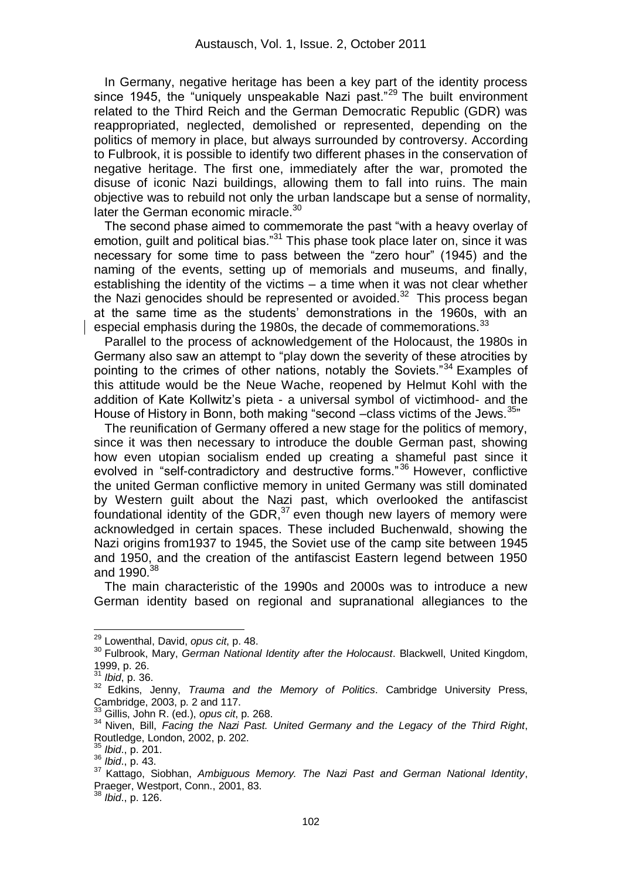In Germany, negative heritage has been a key part of the identity process since 1945, the "uniquely unspeakable Nazi past."[29] The built environment related to the Third Reich and the German Democratic Republic (GDR) was reappropriated, neglected, demolished or represented, depending on the politics of memory in place, but always surrounded by controversy. According to Fulbrook, it is possible to identify two different phases in the conservation of negative heritage. The first one, immediately after the war, promoted the disuse of iconic Nazi buildings, allowing them to fall into ruins. The main objective was to rebuild not only the urban landscape but a sense of normality, later the German economic miracle.[30]

The second phase aimed to commemorate the past "with a heavy overlay of emotion, guilt and political bias."[31] This phase took place later on, since it was necessary for some time to pass between the "zero hour" (1945) and the naming of the events, setting up of memorials and museums, and finally, establishing the identity of the victims – a time when it was not clear whether the Nazi genocides should be represented or avoided.[32] This process began at the same time as the students' demonstrations in the 1960s, with an especial emphasis during the 1980s, the decade of commemorations.[33]

Parallel to the process of acknowledgement of the Holocaust, the 1980s in Germany also saw an attempt to "play down the severity of these atrocities by pointing to the crimes of other nations, notably the Soviets."[34] Examples of this attitude would be the Neue Wache, reopened by Helmut Kohl with the addition of Kate Kollwitz's pieta - a universal symbol of victimhood- and the House of History in Bonn, both making "second –class victims of the Jews.[35]"

The reunification of Germany offered a new stage for the politics of memory, since it was then necessary to introduce the double German past, showing how even utopian socialism ended up creating a shameful past since it evolved in "self-contradictory and destructive forms."[36] However, conflictive the united German conflictive memory in united Germany was still dominated by Western guilt about the Nazi past, which overlooked the antifascist foundational identity of the GDR,[37] even though new layers of memory were acknowledged in certain spaces. These included Buchenwald, showing the Nazi origins from1937 to 1945, the Soviet use of the camp site between 1945 and 1950, and the creation of the antifascist Eastern legend between 1950 and 1990.[38]

The main characteristic of the 1990s and 2000s was to introduce a new German identity based on regional and supranational allegiances to the

---

[29] Lowenthal, David, *opus cit*, p. 48.

[30] Fulbrook, Mary, *German National Identity after the Holocaust*. Blackwell, United Kingdom, 1999, p. 26.

[31] *Ibid*, p. 36.

[32] Edkins, Jenny, *Trauma and the Memory of Politics*. Cambridge University Press, Cambridge, 2003, p. 2 and 117.

[33] Gillis, John R. (ed.), *opus cit*, p. 268.

[34] Niven, Bill, *Facing the Nazi Past. United Germany and the Legacy of the Third Right*, Routledge, London, 2002, p. 202.

[35] *Ibid*., p. 201.

[36] *Ibid*., p. 43.

[37] Kattago, Siobhan, *Ambiguous Memory. The Nazi Past and German National Identity*, Praeger, Westport, Conn., 2001, 83.

[38] *Ibid*., p. 126.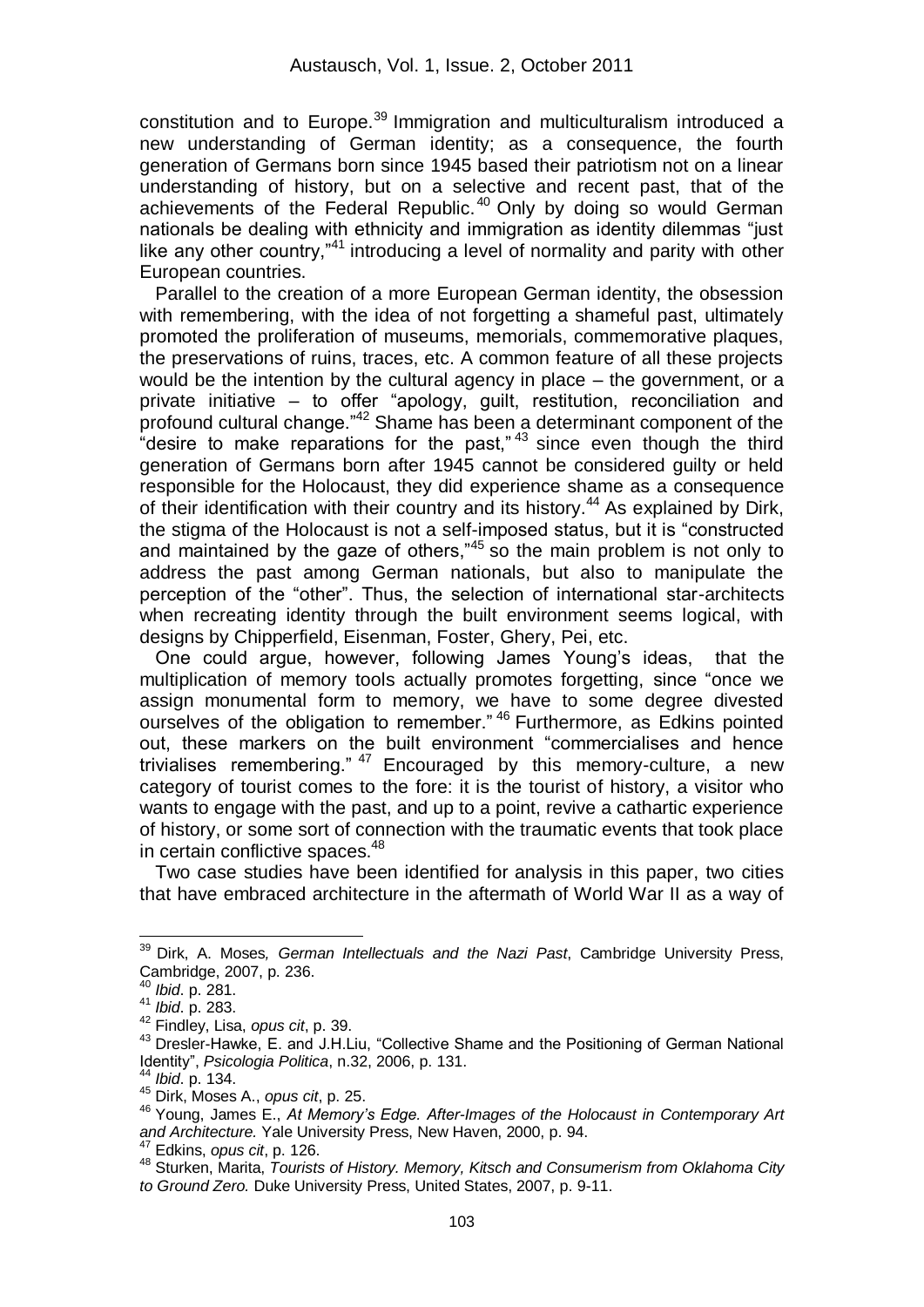constitution and to Europe.[39] Immigration and multiculturalism introduced a new understanding of German identity; as a consequence, the fourth generation of Germans born since 1945 based their patriotism not on a linear understanding of history, but on a selective and recent past, that of the achievements of the Federal Republic.[40] Only by doing so would German nationals be dealing with ethnicity and immigration as identity dilemmas "just like any other country,"[41] introducing a level of normality and parity with other European countries.

Parallel to the creation of a more European German identity, the obsession with remembering, with the idea of not forgetting a shameful past, ultimately promoted the proliferation of museums, memorials, commemorative plaques, the preservations of ruins, traces, etc. A common feature of all these projects would be the intention by the cultural agency in place – the government, or a private initiative – to offer "apology, guilt, restitution, reconciliation and profound cultural change."[42] Shame has been a determinant component of the "desire to make reparations for the past,"[43] since even though the third generation of Germans born after 1945 cannot be considered guilty or held responsible for the Holocaust, they did experience shame as a consequence of their identification with their country and its history.[44] As explained by Dirk, the stigma of the Holocaust is not a self-imposed status, but it is "constructed and maintained by the gaze of others,"[45] so the main problem is not only to address the past among German nationals, but also to manipulate the perception of the "other". Thus, the selection of international star-architects when recreating identity through the built environment seems logical, with designs by Chipperfield, Eisenman, Foster, Ghery, Pei, etc.

One could argue, however, following James Young's ideas, that the multiplication of memory tools actually promotes forgetting, since "once we assign monumental form to memory, we have to some degree divested ourselves of the obligation to remember."[46] Furthermore, as Edkins pointed out, these markers on the built environment "commercialises and hence trivialises remembering."[47] Encouraged by this memory-culture, a new category of tourist comes to the fore: it is the tourist of history, a visitor who wants to engage with the past, and up to a point, revive a cathartic experience of history, or some sort of connection with the traumatic events that took place in certain conflictive spaces.[48]

Two case studies have been identified for analysis in this paper, two cities that have embraced architecture in the aftermath of World War II as a way of

---

[39] Dirk, A. Moses*, German Intellectuals and the Nazi Past*, Cambridge University Press, Cambridge, 2007, p. 236.

[40] *Ibid*. p. 281.

[41] *Ibid*. p. 283.

[42] Findley, Lisa, *opus cit*, p. 39.

[43] Dresler-Hawke, E. and J.H.Liu, "Collective Shame and the Positioning of German National Identity", *Psicologia Politica*, n.32, 2006, p. 131.

[44] *Ibid*. p. 134.

[45] Dirk, Moses A., *opus cit*, p. 25.

[46] Young, James E., *At Memory's Edge. After-Images of the Holocaust in Contemporary Art and Architecture.* Yale University Press, New Haven, 2000, p. 94.

[47] Edkins, *opus cit*, p. 126.

[48] Sturken, Marita, *Tourists of History. Memory, Kitsch and Consumerism from Oklahoma City to Ground Zero.* Duke University Press, United States, 2007, p. 9-11.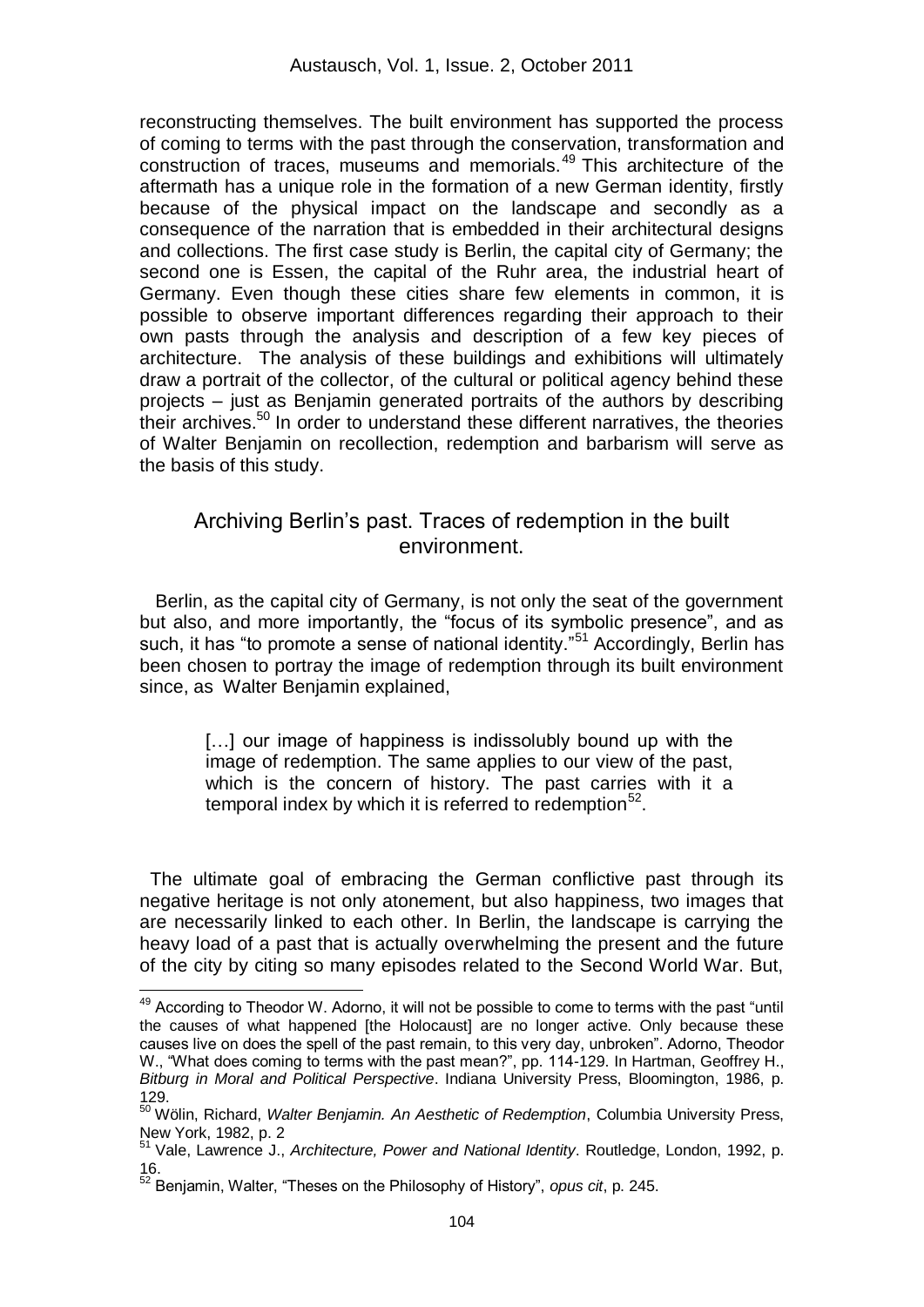reconstructing themselves. The built environment has supported the process of coming to terms with the past through the conservation, transformation and construction of traces, museums and memorials.[49] This architecture of the aftermath has a unique role in the formation of a new German identity, firstly because of the physical impact on the landscape and secondly as a consequence of the narration that is embedded in their architectural designs and collections. The first case study is Berlin, the capital city of Germany; the second one is Essen, the capital of the Ruhr area, the industrial heart of Germany. Even though these cities share few elements in common, it is possible to observe important differences regarding their approach to their own pasts through the analysis and description of a few key pieces of architecture. The analysis of these buildings and exhibitions will ultimately draw a portrait of the collector, of the cultural or political agency behind these projects – just as Benjamin generated portraits of the authors by describing their archives.[50] In order to understand these different narratives, the theories of Walter Benjamin on recollection, redemption and barbarism will serve as the basis of this study.

## Archiving Berlin's past. Traces of redemption in the built environment.

Berlin, as the capital city of Germany, is not only the seat of the government but also, and more importantly, the "focus of its symbolic presence", and as such, it has "to promote a sense of national identity."[51] Accordingly, Berlin has been chosen to portray the image of redemption through its built environment since, as Walter Benjamin explained,

> […] our image of happiness is indissolubly bound up with the image of redemption. The same applies to our view of the past, which is the concern of history. The past carries with it a temporal index by which it is referred to redemption[52].

The ultimate goal of embracing the German conflictive past through its negative heritage is not only atonement, but also happiness, two images that are necessarily linked to each other. In Berlin, the landscape is carrying the heavy load of a past that is actually overwhelming the present and the future of the city by citing so many episodes related to the Second World War. But,

---

[49] According to Theodor W. Adorno, it will not be possible to come to terms with the past "until the causes of what happened [the Holocaust] are no longer active. Only because these causes live on does the spell of the past remain, to this very day, unbroken". Adorno, Theodor W., "What does coming to terms with the past mean?", pp. 114-129. In Hartman, Geoffrey H., *Bitburg in Moral and Political Perspective*. Indiana University Press, Bloomington, 1986, p. 129.

[50] Wölin, Richard, *Walter Benjamin. An Aesthetic of Redemption*, Columbia University Press, New York, 1982, p. 2

[51] Vale, Lawrence J., *Architecture, Power and National Identity*. Routledge, London, 1992, p. 16.

[52] Benjamin, Walter, "Theses on the Philosophy of History", *opus cit*, p. 245.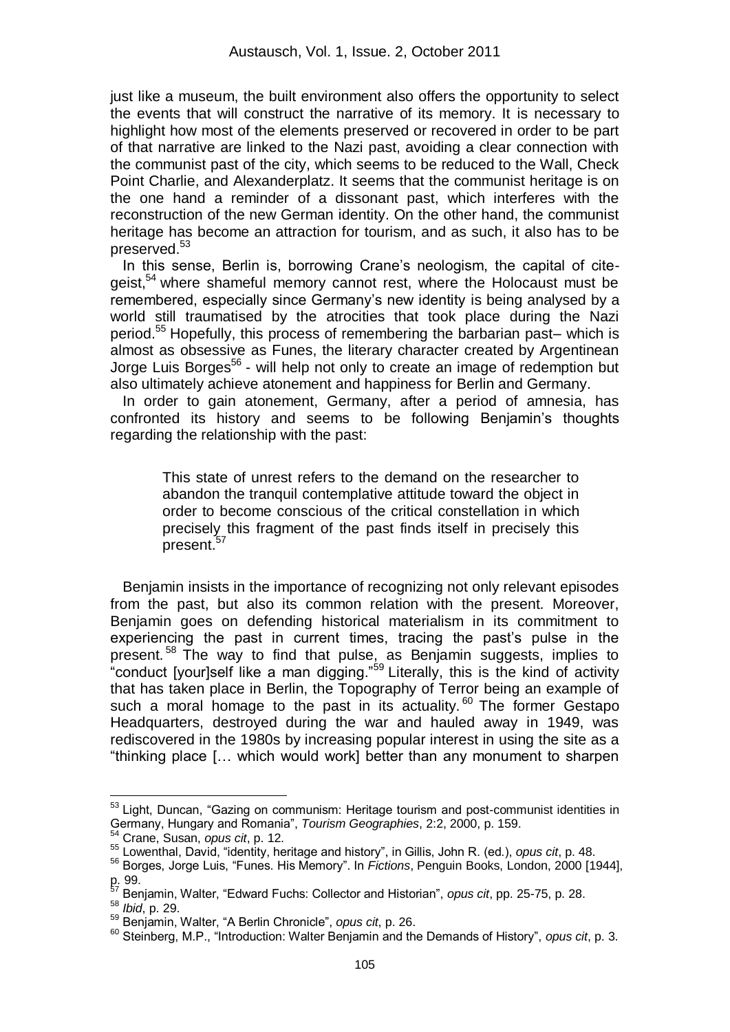just like a museum, the built environment also offers the opportunity to select the events that will construct the narrative of its memory. It is necessary to highlight how most of the elements preserved or recovered in order to be part of that narrative are linked to the Nazi past, avoiding a clear connection with the communist past of the city, which seems to be reduced to the Wall, Check Point Charlie, and Alexanderplatz. It seems that the communist heritage is on the one hand a reminder of a dissonant past, which interferes with the reconstruction of the new German identity. On the other hand, the communist heritage has become an attraction for tourism, and as such, it also has to be preserved.[53]

In this sense, Berlin is, borrowing Crane's neologism, the capital of cite-geist,[54] where shameful memory cannot rest, where the Holocaust must be remembered, especially since Germany's new identity is being analysed by a world still traumatised by the atrocities that took place during the Nazi period.[55] Hopefully, this process of remembering the barbarian past– which is almost as obsessive as Funes, the literary character created by Argentinean Jorge Luis Borges[56] - will help not only to create an image of redemption but also ultimately achieve atonement and happiness for Berlin and Germany.

In order to gain atonement, Germany, after a period of amnesia, has confronted its history and seems to be following Benjamin's thoughts regarding the relationship with the past:

> This state of unrest refers to the demand on the researcher to abandon the tranquil contemplative attitude toward the object in order to become conscious of the critical constellation in which precisely this fragment of the past finds itself in precisely this present.[57]

Benjamin insists in the importance of recognizing not only relevant episodes from the past, but also its common relation with the present. Moreover, Benjamin goes on defending historical materialism in its commitment to experiencing the past in current times, tracing the past's pulse in the present.[58] The way to find that pulse, as Benjamin suggests, implies to "conduct [your]self like a man digging."[59] Literally, this is the kind of activity that has taken place in Berlin, the Topography of Terror being an example of such a moral homage to the past in its actuality.[60] The former Gestapo Headquarters, destroyed during the war and hauled away in 1949, was rediscovered in the 1980s by increasing popular interest in using the site as a "thinking place [… which would work] better than any monument to sharpen

---

[53] Light, Duncan, "Gazing on communism: Heritage tourism and post-communist identities in Germany, Hungary and Romania", *Tourism Geographies*, 2:2, 2000, p. 159.

[54] Crane, Susan, *opus cit*, p. 12.

[55] Lowenthal, David, "identity, heritage and history", in Gillis, John R. (ed.), *opus cit*, p. 48.

[56] Borges, Jorge Luis, "Funes. His Memory". In *Fictions*, Penguin Books, London, 2000 [1944], p. 99.

[57] Benjamin, Walter, "Edward Fuchs: Collector and Historian", *opus cit*, pp. 25-75, p. 28.

[58] *Ibid*, p. 29.

[59] Benjamin, Walter, "A Berlin Chronicle", *opus cit*, p. 26.

[60] Steinberg, M.P., "Introduction: Walter Benjamin and the Demands of History", *opus cit*, p. 3.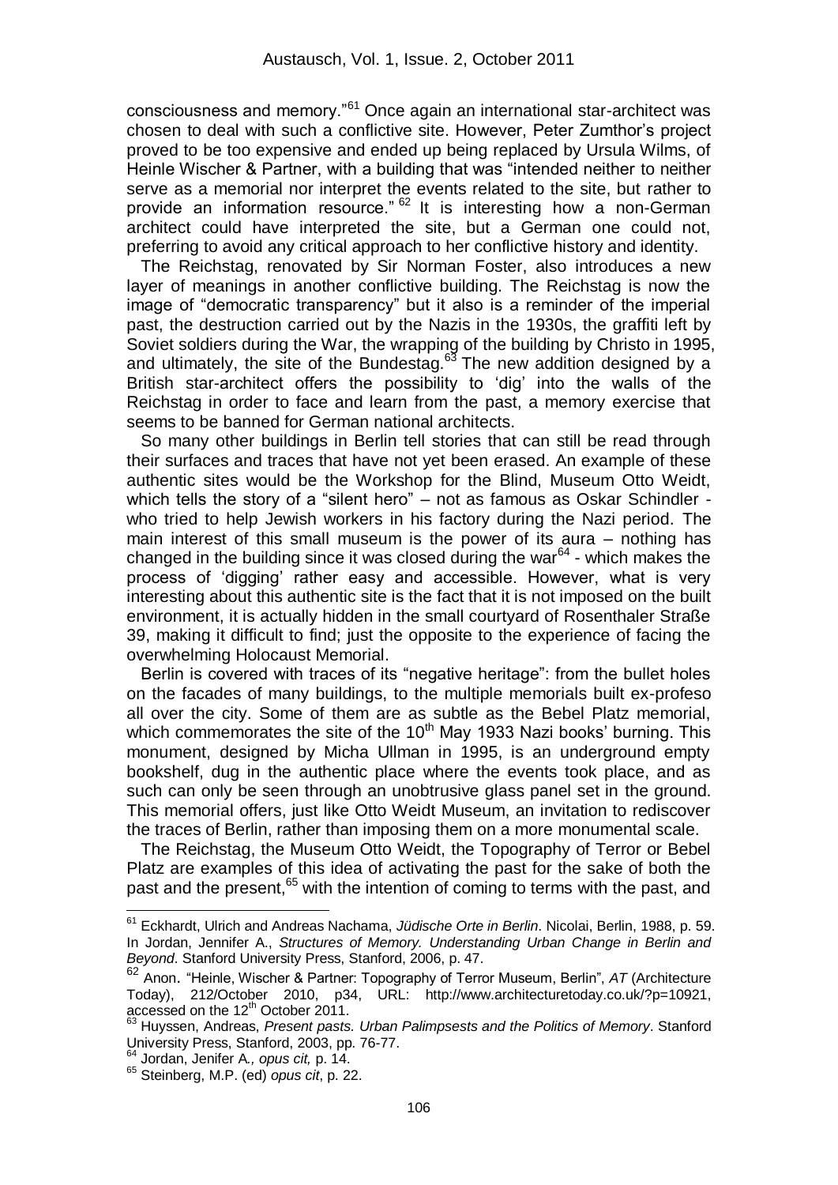consciousness and memory."[61] Once again an international star-architect was chosen to deal with such a conflictive site. However, Peter Zumthor's project proved to be too expensive and ended up being replaced by Ursula Wilms, of Heinle Wischer & Partner, with a building that was "intended neither to neither serve as a memorial nor interpret the events related to the site, but rather to provide an information resource."[62] It is interesting how a non-German architect could have interpreted the site, but a German one could not, preferring to avoid any critical approach to her conflictive history and identity.

The Reichstag, renovated by Sir Norman Foster, also introduces a new layer of meanings in another conflictive building. The Reichstag is now the image of "democratic transparency" but it also is a reminder of the imperial past, the destruction carried out by the Nazis in the 1930s, the graffiti left by Soviet soldiers during the War, the wrapping of the building by Christo in 1995, and ultimately, the site of the Bundestag.[63] The new addition designed by a British star-architect offers the possibility to 'dig' into the walls of the Reichstag in order to face and learn from the past, a memory exercise that seems to be banned for German national architects.

So many other buildings in Berlin tell stories that can still be read through their surfaces and traces that have not yet been erased. An example of these authentic sites would be the Workshop for the Blind, Museum Otto Weidt, which tells the story of a "silent hero" – not as famous as Oskar Schindler - who tried to help Jewish workers in his factory during the Nazi period. The main interest of this small museum is the power of its aura – nothing has changed in the building since it was closed during the war[64] - which makes the process of 'digging' rather easy and accessible. However, what is very interesting about this authentic site is the fact that it is not imposed on the built environment, it is actually hidden in the small courtyard of Rosenthaler Straße 39, making it difficult to find; just the opposite to the experience of facing the overwhelming Holocaust Memorial.

Berlin is covered with traces of its "negative heritage": from the bullet holes on the facades of many buildings, to the multiple memorials built ex-profeso all over the city. Some of them are as subtle as the Bebel Platz memorial, which commemorates the site of the 10th May 1933 Nazi books' burning. This monument, designed by Micha Ullman in 1995, is an underground empty bookshelf, dug in the authentic place where the events took place, and as such can only be seen through an unobtrusive glass panel set in the ground. This memorial offers, just like Otto Weidt Museum, an invitation to rediscover the traces of Berlin, rather than imposing them on a more monumental scale.

The Reichstag, the Museum Otto Weidt, the Topography of Terror or Bebel Platz are examples of this idea of activating the past for the sake of both the past and the present,[65] with the intention of coming to terms with the past, and

---

[61] Eckhardt, Ulrich and Andreas Nachama, *Jüdische Orte in Berlin*. Nicolai, Berlin, 1988, p. 59. In Jordan, Jennifer A., *Structures of Memory. Understanding Urban Change in Berlin and Beyond*. Stanford University Press, Stanford, 2006, p. 47.

[62] Anon. "Heinle, Wischer & Partner: Topography of Terror Museum, Berlin", *AT* (Architecture Today), 212/October 2010, p34, URL: http://www.architecturetoday.co.uk/?p=10921, accessed on the 12th October 2011.

[63] Huyssen, Andreas, *Present pasts. Urban Palimpsests and the Politics of Memory*. Stanford University Press, Stanford, 2003, pp. 76-77.

[64] Jordan, Jenifer A., *opus cit,* p. 14.

[65] Steinberg, M.P. (ed) *opus cit*, p. 22.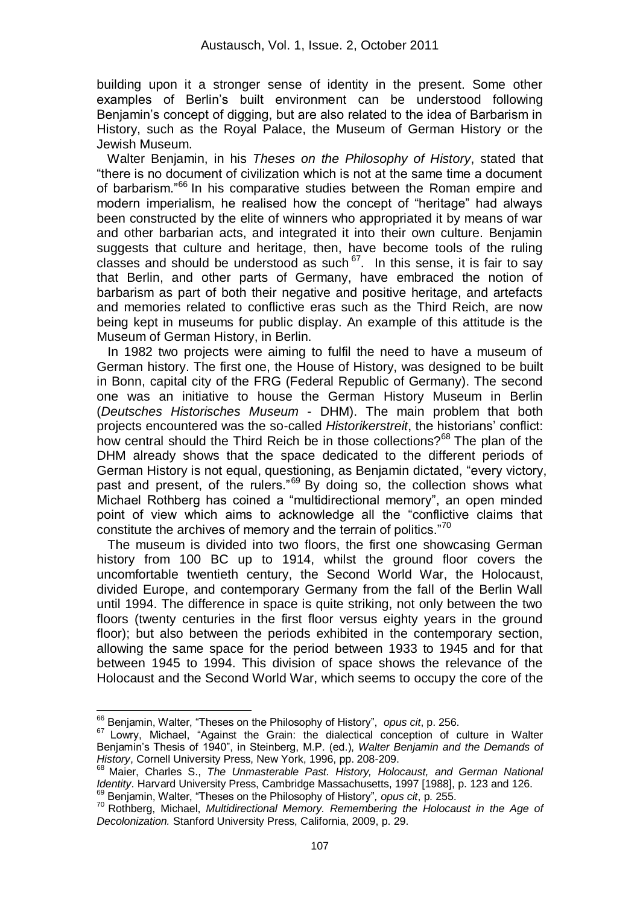building upon it a stronger sense of identity in the present. Some other examples of Berlin's built environment can be understood following Benjamin's concept of digging, but are also related to the idea of Barbarism in History, such as the Royal Palace, the Museum of German History or the Jewish Museum.

Walter Benjamin, in his *Theses on the Philosophy of History*, stated that "there is no document of civilization which is not at the same time a document of barbarism."[66] In his comparative studies between the Roman empire and modern imperialism, he realised how the concept of "heritage" had always been constructed by the elite of winners who appropriated it by means of war and other barbarian acts, and integrated it into their own culture. Benjamin suggests that culture and heritage, then, have become tools of the ruling classes and should be understood as such[67]. In this sense, it is fair to say that Berlin, and other parts of Germany, have embraced the notion of barbarism as part of both their negative and positive heritage, and artefacts and memories related to conflictive eras such as the Third Reich, are now being kept in museums for public display. An example of this attitude is the Museum of German History, in Berlin.

In 1982 two projects were aiming to fulfil the need to have a museum of German history. The first one, the House of History, was designed to be built in Bonn, capital city of the FRG (Federal Republic of Germany). The second one was an initiative to house the German History Museum in Berlin (*Deutsches Historisches Museum* - DHM). The main problem that both projects encountered was the so-called *Historikerstreit*, the historians' conflict: how central should the Third Reich be in those collections?[68] The plan of the DHM already shows that the space dedicated to the different periods of German History is not equal, questioning, as Benjamin dictated, "every victory, past and present, of the rulers."[69] By doing so, the collection shows what Michael Rothberg has coined a "multidirectional memory", an open minded point of view which aims to acknowledge all the "conflictive claims that constitute the archives of memory and the terrain of politics."[70]

The museum is divided into two floors, the first one showcasing German history from 100 BC up to 1914, whilst the ground floor covers the uncomfortable twentieth century, the Second World War, the Holocaust, divided Europe, and contemporary Germany from the fall of the Berlin Wall until 1994. The difference in space is quite striking, not only between the two floors (twenty centuries in the first floor versus eighty years in the ground floor); but also between the periods exhibited in the contemporary section, allowing the same space for the period between 1933 to 1945 and for that between 1945 to 1994. This division of space shows the relevance of the Holocaust and the Second World War, which seems to occupy the core of the

---

[66] Benjamin, Walter, "Theses on the Philosophy of History", *opus cit*, p. 256.

[67] Lowry, Michael, "Against the Grain: the dialectical conception of culture in Walter Benjamin's Thesis of 1940", in Steinberg, M.P. (ed.), *Walter Benjamin and the Demands of History*, Cornell University Press, New York, 1996, pp. 208-209.

[68] Maier, Charles S., *The Unmasterable Past. History, Holocaust, and German National Identity*. Harvard University Press, Cambridge Massachusetts, 1997 [1988], p. 123 and 126.

[69] Benjamin, Walter, "Theses on the Philosophy of History", *opus cit*, p. 255.

[70] Rothberg, Michael, *Multidirectional Memory. Remembering the Holocaust in the Age of Decolonization.* Stanford University Press, California, 2009, p. 29.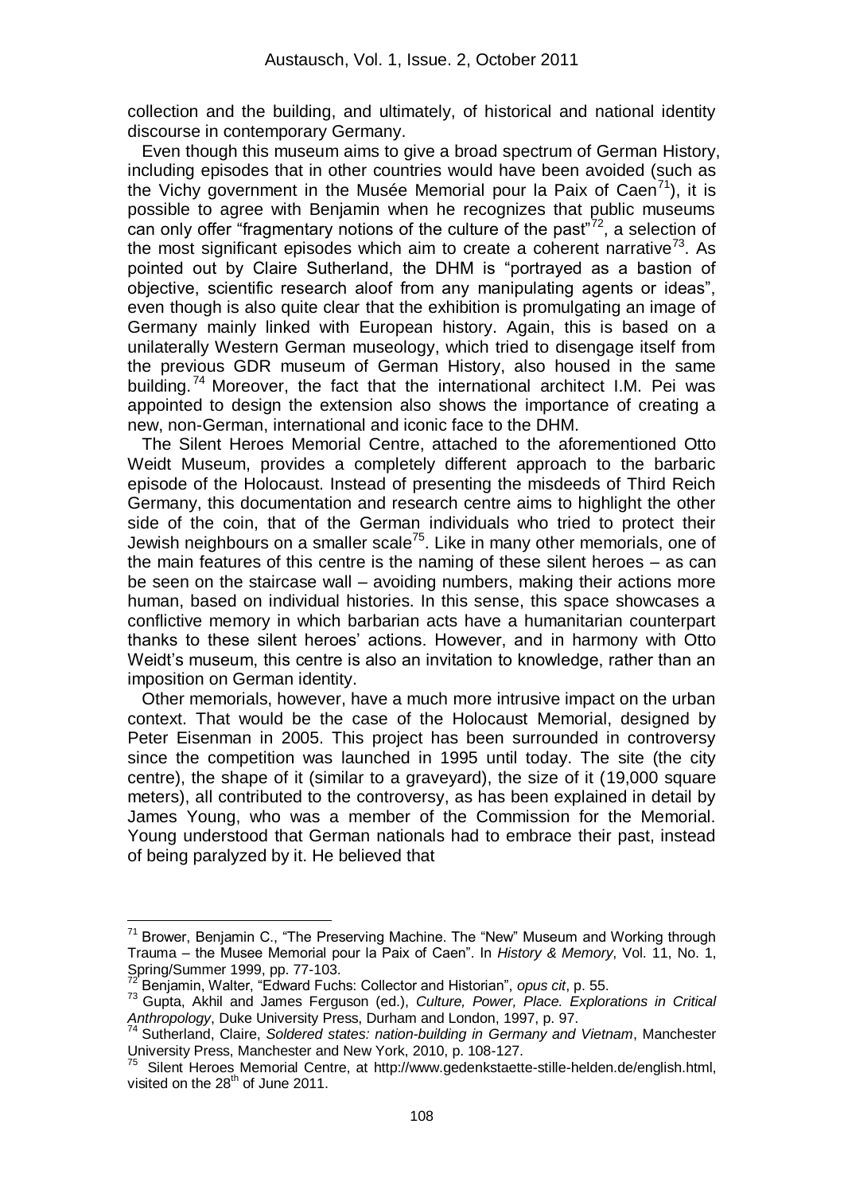collection and the building, and ultimately, of historical and national identity discourse in contemporary Germany.

Even though this museum aims to give a broad spectrum of German History, including episodes that in other countries would have been avoided (such as the Vichy government in the Musée Memorial pour la Paix of Caen[71]), it is possible to agree with Benjamin when he recognizes that public museums can only offer "fragmentary notions of the culture of the past"[72], a selection of the most significant episodes which aim to create a coherent narrative[73]. As pointed out by Claire Sutherland, the DHM is "portrayed as a bastion of objective, scientific research aloof from any manipulating agents or ideas", even though is also quite clear that the exhibition is promulgating an image of Germany mainly linked with European history. Again, this is based on a unilaterally Western German museology, which tried to disengage itself from the previous GDR museum of German History, also housed in the same building.[74] Moreover, the fact that the international architect I.M. Pei was appointed to design the extension also shows the importance of creating a new, non-German, international and iconic face to the DHM.

The Silent Heroes Memorial Centre, attached to the aforementioned Otto Weidt Museum, provides a completely different approach to the barbaric episode of the Holocaust. Instead of presenting the misdeeds of Third Reich Germany, this documentation and research centre aims to highlight the other side of the coin, that of the German individuals who tried to protect their Jewish neighbours on a smaller scale[75]. Like in many other memorials, one of the main features of this centre is the naming of these silent heroes – as can be seen on the staircase wall – avoiding numbers, making their actions more human, based on individual histories. In this sense, this space showcases a conflictive memory in which barbarian acts have a humanitarian counterpart thanks to these silent heroes' actions. However, and in harmony with Otto Weidt's museum, this centre is also an invitation to knowledge, rather than an imposition on German identity.

Other memorials, however, have a much more intrusive impact on the urban context. That would be the case of the Holocaust Memorial, designed by Peter Eisenman in 2005. This project has been surrounded in controversy since the competition was launched in 1995 until today. The site (the city centre), the shape of it (similar to a graveyard), the size of it (19,000 square meters), all contributed to the controversy, as has been explained in detail by James Young, who was a member of the Commission for the Memorial. Young understood that German nationals had to embrace their past, instead of being paralyzed by it. He believed that

---

[71] Brower, Benjamin C., "The Preserving Machine. The "New" Museum and Working through Trauma – the Musee Memorial pour la Paix of Caen". In *History & Memory*, Vol. 11, No. 1, Spring/Summer 1999, pp. 77-103.

[72] Benjamin, Walter, "Edward Fuchs: Collector and Historian", *opus cit*, p. 55.

[73] Gupta, Akhil and James Ferguson (ed.), *Culture, Power, Place. Explorations in Critical Anthropology*, Duke University Press, Durham and London, 1997, p. 97.

[74] Sutherland, Claire, *Soldered states: nation-building in Germany and Vietnam*, Manchester University Press, Manchester and New York, 2010, p. 108-127.

[75] Silent Heroes Memorial Centre, at http://www.gedenkstaette-stille-helden.de/english.html, visited on the 28th of June 2011.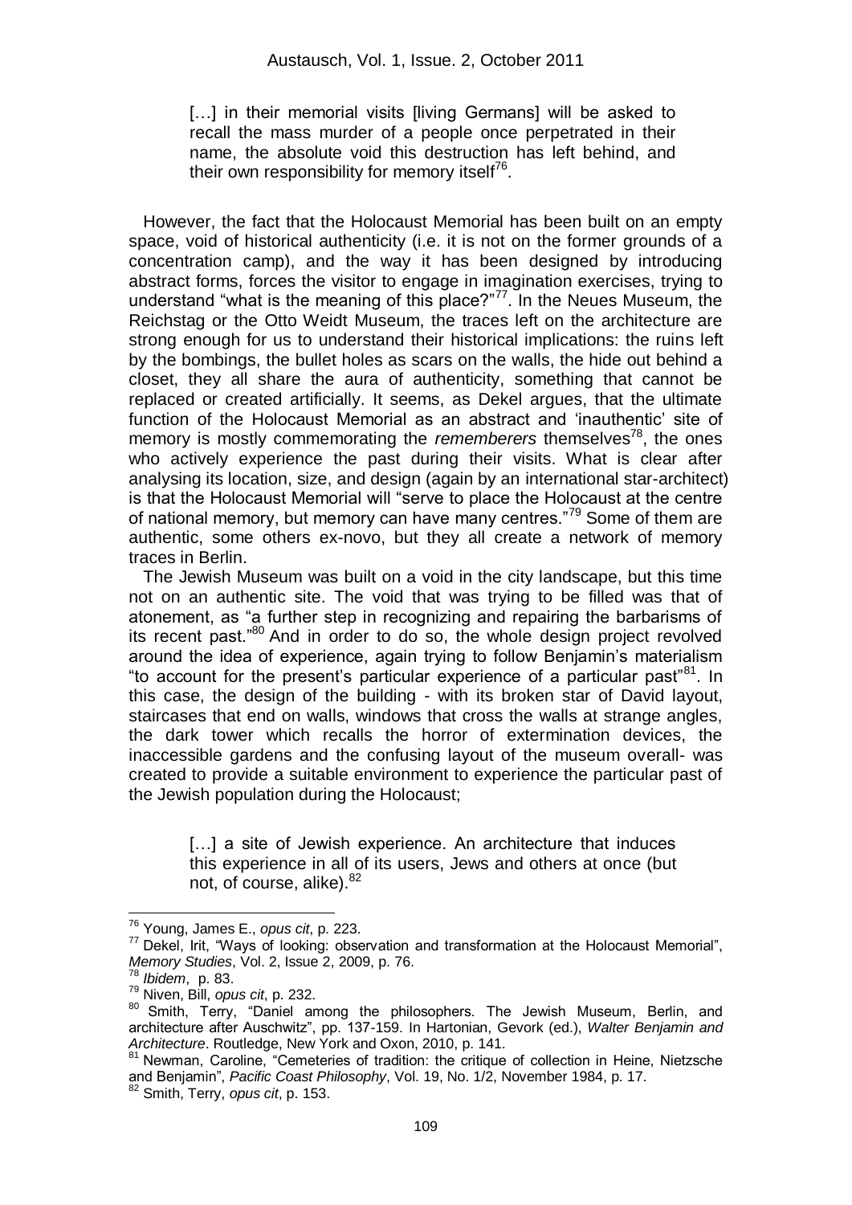> […] in their memorial visits [living Germans] will be asked to recall the mass murder of a people once perpetrated in their name, the absolute void this destruction has left behind, and their own responsibility for memory itself[76].

However, the fact that the Holocaust Memorial has been built on an empty space, void of historical authenticity (i.e. it is not on the former grounds of a concentration camp), and the way it has been designed by introducing abstract forms, forces the visitor to engage in imagination exercises, trying to understand "what is the meaning of this place?"[77]. In the Neues Museum, the Reichstag or the Otto Weidt Museum, the traces left on the architecture are strong enough for us to understand their historical implications: the ruins left by the bombings, the bullet holes as scars on the walls, the hide out behind a closet, they all share the aura of authenticity, something that cannot be replaced or created artificially. It seems, as Dekel argues, that the ultimate function of the Holocaust Memorial as an abstract and 'inauthentic' site of memory is mostly commemorating the *rememberers* themselves[78], the ones who actively experience the past during their visits. What is clear after analysing its location, size, and design (again by an international star-architect) is that the Holocaust Memorial will "serve to place the Holocaust at the centre of national memory, but memory can have many centres."[79] Some of them are authentic, some others ex-novo, but they all create a network of memory traces in Berlin.

The Jewish Museum was built on a void in the city landscape, but this time not on an authentic site. The void that was trying to be filled was that of atonement, as "a further step in recognizing and repairing the barbarisms of its recent past."[80] And in order to do so, the whole design project revolved around the idea of experience, again trying to follow Benjamin's materialism "to account for the present's particular experience of a particular past"[81]. In this case, the design of the building - with its broken star of David layout, staircases that end on walls, windows that cross the walls at strange angles, the dark tower which recalls the horror of extermination devices, the inaccessible gardens and the confusing layout of the museum overall- was created to provide a suitable environment to experience the particular past of the Jewish population during the Holocaust;

> […] a site of Jewish experience. An architecture that induces this experience in all of its users, Jews and others at once (but not, of course, alike).[82]

---

[76] Young, James E., *opus cit*, p. 223.

[77] Dekel, Irit, "Ways of looking: observation and transformation at the Holocaust Memorial", *Memory Studies*, Vol. 2, Issue 2, 2009, p. 76.

[78] *Ibidem*, p. 83.

[79] Niven, Bill, *opus cit*, p. 232.

[80] Smith, Terry, "Daniel among the philosophers. The Jewish Museum, Berlin, and architecture after Auschwitz", pp. 137-159. In Hartonian, Gevork (ed.), *Walter Benjamin and Architecture*. Routledge, New York and Oxon, 2010, p. 141.

[81] Newman, Caroline, "Cemeteries of tradition: the critique of collection in Heine, Nietzsche and Benjamin", *Pacific Coast Philosophy*, Vol. 19, No. 1/2, November 1984, p. 17.

[82] Smith, Terry, *opus cit*, p. 153.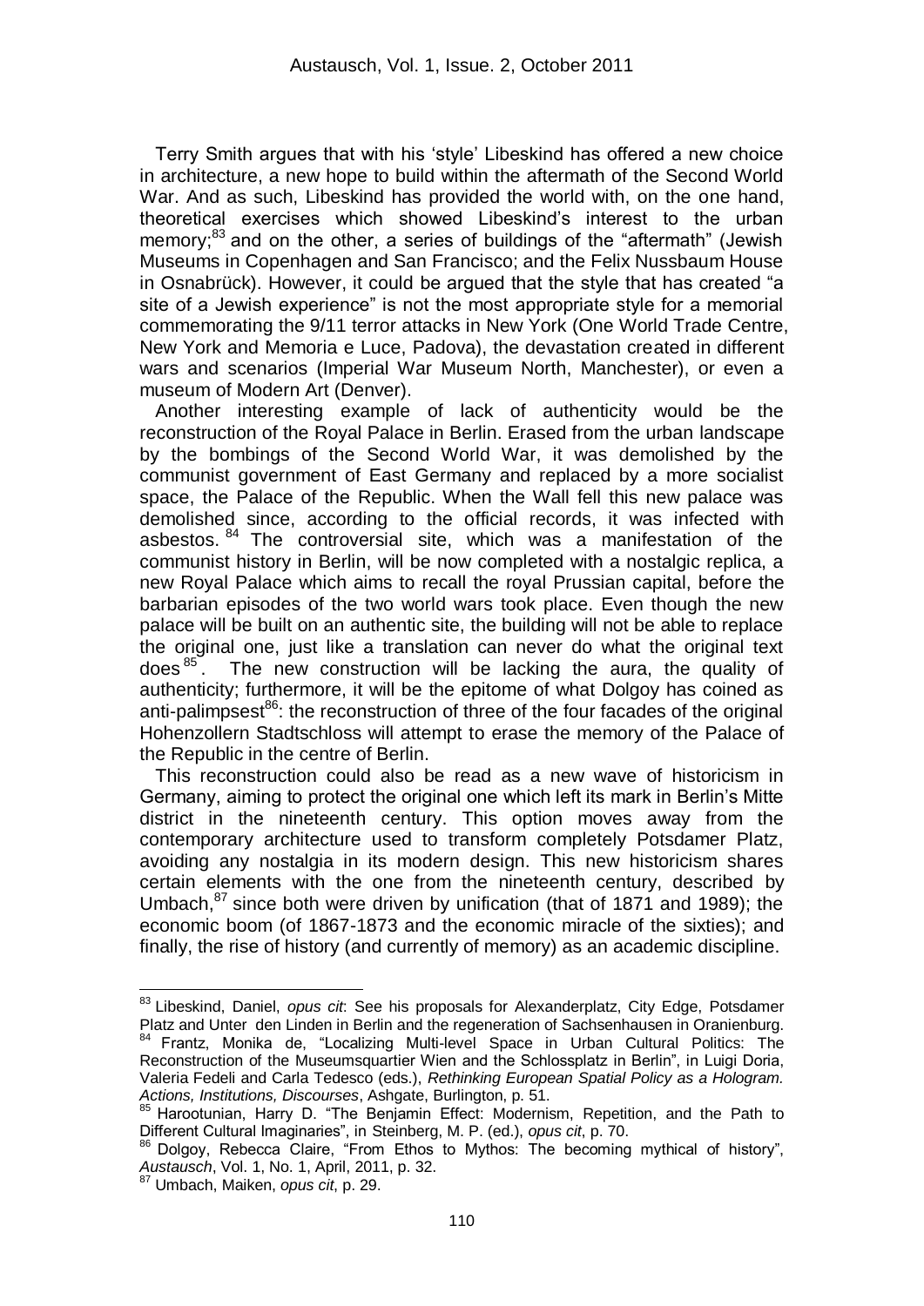Terry Smith argues that with his 'style' Libeskind has offered a new choice in architecture, a new hope to build within the aftermath of the Second World War. And as such, Libeskind has provided the world with, on the one hand, theoretical exercises which showed Libeskind's interest to the urban memory;[83] and on the other, a series of buildings of the "aftermath" (Jewish Museums in Copenhagen and San Francisco; and the Felix Nussbaum House in Osnabrück). However, it could be argued that the style that has created "a site of a Jewish experience" is not the most appropriate style for a memorial commemorating the 9/11 terror attacks in New York (One World Trade Centre, New York and Memoria e Luce, Padova), the devastation created in different wars and scenarios (Imperial War Museum North, Manchester), or even a museum of Modern Art (Denver).

Another interesting example of lack of authenticity would be the reconstruction of the Royal Palace in Berlin. Erased from the urban landscape by the bombings of the Second World War, it was demolished by the communist government of East Germany and replaced by a more socialist space, the Palace of the Republic. When the Wall fell this new palace was demolished since, according to the official records, it was infected with asbestos.[84] The controversial site, which was a manifestation of the communist history in Berlin, will be now completed with a nostalgic replica, a new Royal Palace which aims to recall the royal Prussian capital, before the barbarian episodes of the two world wars took place. Even though the new palace will be built on an authentic site, the building will not be able to replace the original one, just like a translation can never do what the original text does[85]. The new construction will be lacking the aura, the quality of authenticity; furthermore, it will be the epitome of what Dolgoy has coined as anti-palimpsest[86]: the reconstruction of three of the four facades of the original Hohenzollern Stadtschloss will attempt to erase the memory of the Palace of the Republic in the centre of Berlin.

This reconstruction could also be read as a new wave of historicism in Germany, aiming to protect the original one which left its mark in Berlin's Mitte district in the nineteenth century. This option moves away from the contemporary architecture used to transform completely Potsdamer Platz, avoiding any nostalgia in its modern design. This new historicism shares certain elements with the one from the nineteenth century, described by Umbach,[87] since both were driven by unification (that of 1871 and 1989); the economic boom (of 1867-1873 and the economic miracle of the sixties); and finally, the rise of history (and currently of memory) as an academic discipline.

---

[83] Libeskind, Daniel, *opus cit*: See his proposals for Alexanderplatz, City Edge, Potsdamer Platz and Unter den Linden in Berlin and the regeneration of Sachsenhausen in Oranienburg.

[84] Frantz, Monika de, "Localizing Multi-level Space in Urban Cultural Politics: The Reconstruction of the Museumsquartier Wien and the Schlossplatz in Berlin", in Luigi Doria, Valeria Fedeli and Carla Tedesco (eds.), *Rethinking European Spatial Policy as a Hologram. Actions, Institutions, Discourses*, Ashgate, Burlington, p. 51.

[85] Harootunian, Harry D. "The Benjamin Effect: Modernism, Repetition, and the Path to Different Cultural Imaginaries", in Steinberg, M. P. (ed.), *opus cit*, p. 70.

[86] Dolgoy, Rebecca Claire, "From Ethos to Mythos: The becoming mythical of history", *Austausch*, Vol. 1, No. 1, April, 2011, p. 32.

[87] Umbach, Maiken, *opus cit*, p. 29.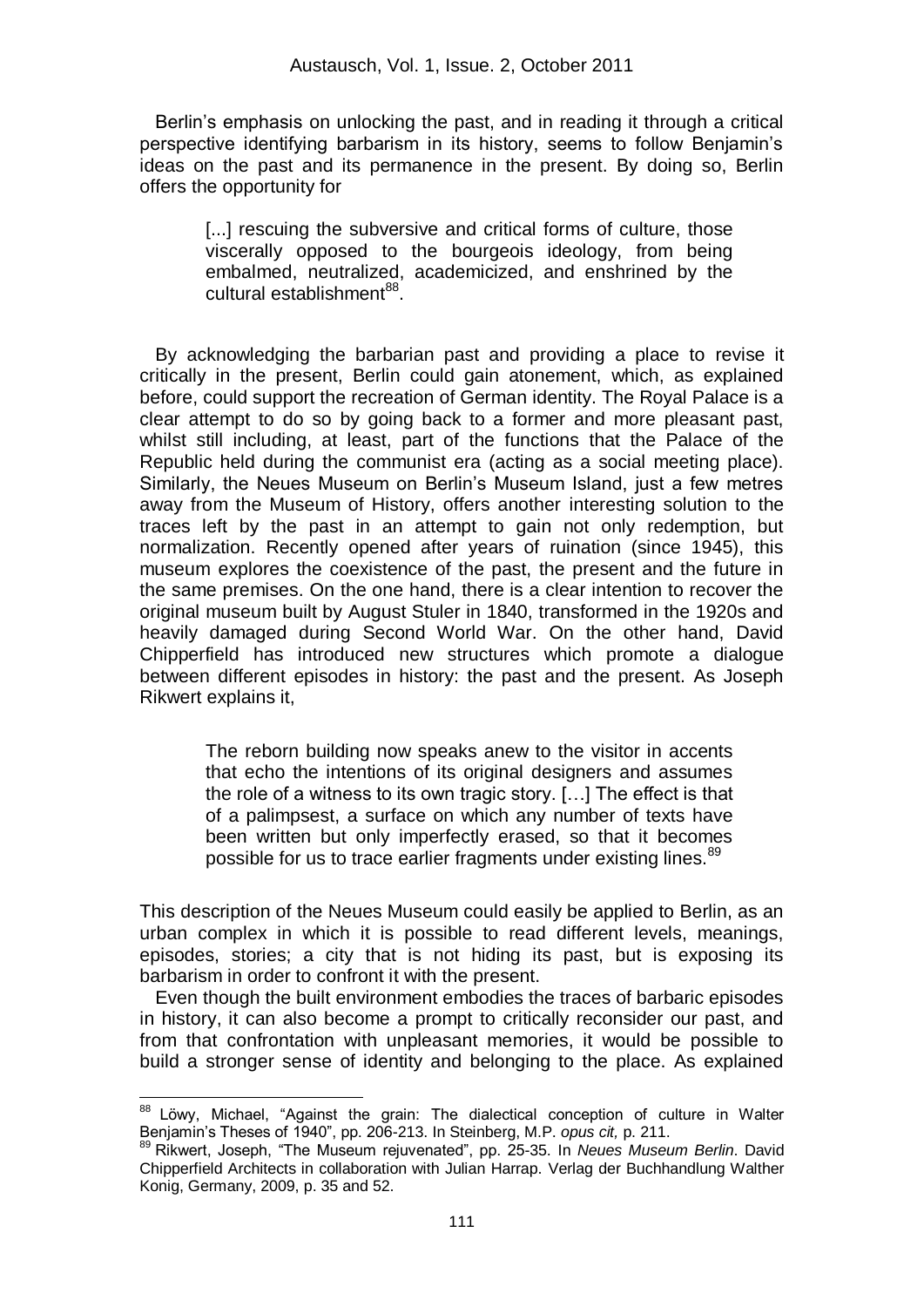Berlin's emphasis on unlocking the past, and in reading it through a critical perspective identifying barbarism in its history, seems to follow Benjamin's ideas on the past and its permanence in the present. By doing so, Berlin offers the opportunity for

> [...] rescuing the subversive and critical forms of culture, those viscerally opposed to the bourgeois ideology, from being embalmed, neutralized, academicized, and enshrined by the cultural establishment[88].

By acknowledging the barbarian past and providing a place to revise it critically in the present, Berlin could gain atonement, which, as explained before, could support the recreation of German identity. The Royal Palace is a clear attempt to do so by going back to a former and more pleasant past, whilst still including, at least, part of the functions that the Palace of the Republic held during the communist era (acting as a social meeting place). Similarly, the Neues Museum on Berlin's Museum Island, just a few metres away from the Museum of History, offers another interesting solution to the traces left by the past in an attempt to gain not only redemption, but normalization. Recently opened after years of ruination (since 1945), this museum explores the coexistence of the past, the present and the future in the same premises. On the one hand, there is a clear intention to recover the original museum built by August Stuler in 1840, transformed in the 1920s and heavily damaged during Second World War. On the other hand, David Chipperfield has introduced new structures which promote a dialogue between different episodes in history: the past and the present. As Joseph Rikwert explains it,

> The reborn building now speaks anew to the visitor in accents that echo the intentions of its original designers and assumes the role of a witness to its own tragic story. […] The effect is that of a palimpsest, a surface on which any number of texts have been written but only imperfectly erased, so that it becomes possible for us to trace earlier fragments under existing lines.[89]

This description of the Neues Museum could easily be applied to Berlin, as an urban complex in which it is possible to read different levels, meanings, episodes, stories; a city that is not hiding its past, but is exposing its barbarism in order to confront it with the present.

Even though the built environment embodies the traces of barbaric episodes in history, it can also become a prompt to critically reconsider our past, and from that confrontation with unpleasant memories, it would be possible to build a stronger sense of identity and belonging to the place. As explained

---

[88] Löwy, Michael, "Against the grain: The dialectical conception of culture in Walter Benjamin's Theses of 1940", pp. 206-213. In Steinberg, M.P. *opus cit,* p. 211.

[89] Rikwert, Joseph, "The Museum rejuvenated", pp. 25-35. In *Neues Museum Berlin*. David Chipperfield Architects in collaboration with Julian Harrap. Verlag der Buchhandlung Walther Konig, Germany, 2009, p. 35 and 52.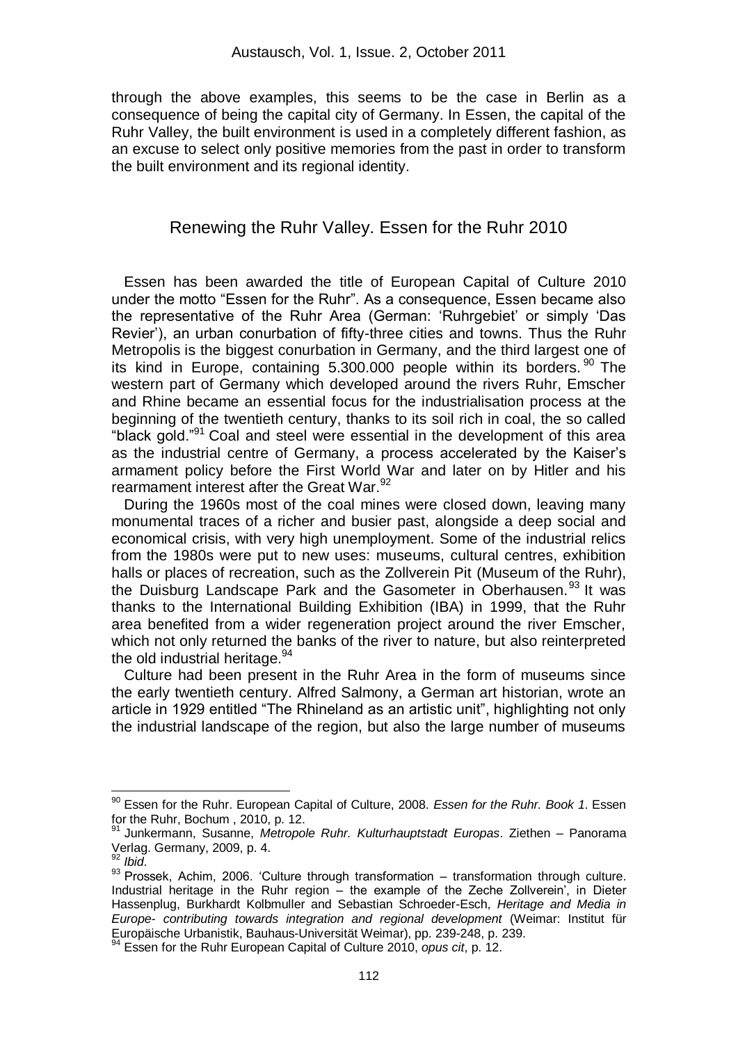through the above examples, this seems to be the case in Berlin as a consequence of being the capital city of Germany. In Essen, the capital of the Ruhr Valley, the built environment is used in a completely different fashion, as an excuse to select only positive memories from the past in order to transform the built environment and its regional identity.

## Renewing the Ruhr Valley. Essen for the Ruhr 2010

Essen has been awarded the title of European Capital of Culture 2010 under the motto "Essen for the Ruhr". As a consequence, Essen became also the representative of the Ruhr Area (German: 'Ruhrgebiet' or simply 'Das Revier'), an urban conurbation of fifty-three cities and towns. Thus the Ruhr Metropolis is the biggest conurbation in Germany, and the third largest one of its kind in Europe, containing 5.300.000 people within its borders.[90] The western part of Germany which developed around the rivers Ruhr, Emscher and Rhine became an essential focus for the industrialisation process at the beginning of the twentieth century, thanks to its soil rich in coal, the so called "black gold."[91] Coal and steel were essential in the development of this area as the industrial centre of Germany, a process accelerated by the Kaiser's armament policy before the First World War and later on by Hitler and his rearmament interest after the Great War.[92]

During the 1960s most of the coal mines were closed down, leaving many monumental traces of a richer and busier past, alongside a deep social and economical crisis, with very high unemployment. Some of the industrial relics from the 1980s were put to new uses: museums, cultural centres, exhibition halls or places of recreation, such as the Zollverein Pit (Museum of the Ruhr), the Duisburg Landscape Park and the Gasometer in Oberhausen.[93] It was thanks to the International Building Exhibition (IBA) in 1999, that the Ruhr area benefited from a wider regeneration project around the river Emscher, which not only returned the banks of the river to nature, but also reinterpreted the old industrial heritage.[94]

Culture had been present in the Ruhr Area in the form of museums since the early twentieth century. Alfred Salmony, a German art historian, wrote an article in 1929 entitled "The Rhineland as an artistic unit", highlighting not only the industrial landscape of the region, but also the large number of museums

---

[90] Essen for the Ruhr. European Capital of Culture, 2008. *Essen for the Ruhr. Book 1*. Essen for the Ruhr, Bochum , 2010, p. 12.

[91] Junkermann, Susanne, *Metropole Ruhr. Kulturhauptstadt Europas*. Ziethen – Panorama Verlag. Germany, 2009, p. 4.

[92] *Ibid*.

[93] Prossek, Achim, 2006. 'Culture through transformation – transformation through culture. Industrial heritage in the Ruhr region – the example of the Zeche Zollverein', in Dieter Hassenplug, Burkhardt Kolbmuller and Sebastian Schroeder-Esch, *Heritage and Media in Europe- contributing towards integration and regional development* (Weimar: Institut für Europäische Urbanistik, Bauhaus-Universität Weimar), pp. 239-248, p. 239.

[94] Essen for the Ruhr European Capital of Culture 2010, *opus cit*, p. 12.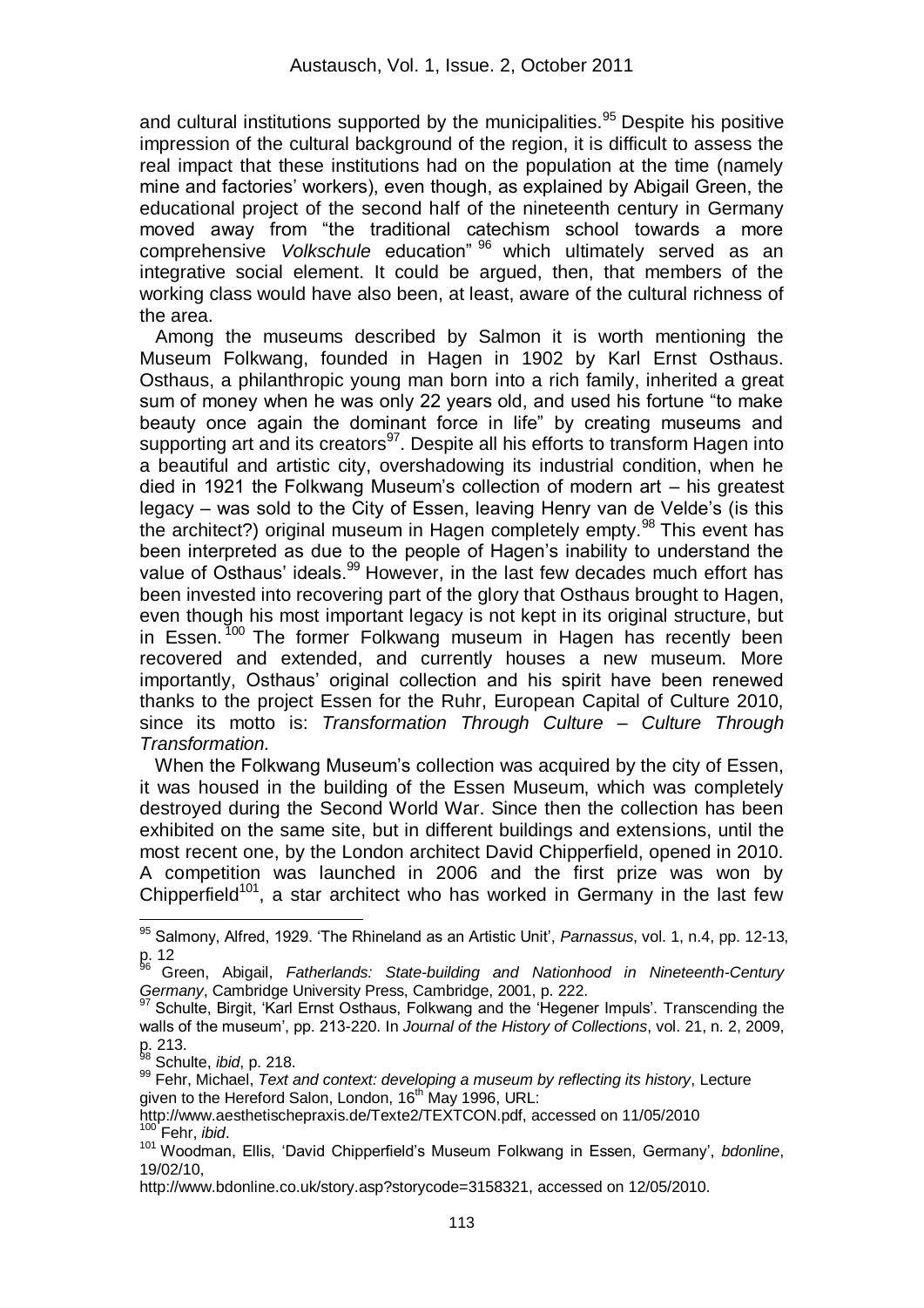and cultural institutions supported by the municipalities.[95] Despite his positive impression of the cultural background of the region, it is difficult to assess the real impact that these institutions had on the population at the time (namely mine and factories' workers), even though, as explained by Abigail Green, the educational project of the second half of the nineteenth century in Germany moved away from "the traditional catechism school towards a more comprehensive *Volkschule* education" [96] which ultimately served as an integrative social element. It could be argued, then, that members of the working class would have also been, at least, aware of the cultural richness of the area.

Among the museums described by Salmon it is worth mentioning the Museum Folkwang, founded in Hagen in 1902 by Karl Ernst Osthaus. Osthaus, a philanthropic young man born into a rich family, inherited a great sum of money when he was only 22 years old, and used his fortune "to make beauty once again the dominant force in life" by creating museums and supporting art and its creators[97]. Despite all his efforts to transform Hagen into a beautiful and artistic city, overshadowing its industrial condition, when he died in 1921 the Folkwang Museum's collection of modern art – his greatest legacy – was sold to the City of Essen, leaving Henry van de Velde's (is this the architect?) original museum in Hagen completely empty.[98] This event has been interpreted as due to the people of Hagen's inability to understand the value of Osthaus' ideals.[99] However, in the last few decades much effort has been invested into recovering part of the glory that Osthaus brought to Hagen, even though his most important legacy is not kept in its original structure, but in Essen.[100] The former Folkwang museum in Hagen has recently been recovered and extended, and currently houses a new museum. More importantly, Osthaus' original collection and his spirit have been renewed thanks to the project Essen for the Ruhr, European Capital of Culture 2010, since its motto is: *Transformation Through Culture – Culture Through Transformation.*

When the Folkwang Museum's collection was acquired by the city of Essen, it was housed in the building of the Essen Museum, which was completely destroyed during the Second World War. Since then the collection has been exhibited on the same site, but in different buildings and extensions, until the most recent one, by the London architect David Chipperfield, opened in 2010. A competition was launched in 2006 and the first prize was won by Chipperfield[101], a star architect who has worked in Germany in the last few

---

[95] Salmony, Alfred, 1929. 'The Rhineland as an Artistic Unit', *Parnassus*, vol. 1, n.4, pp. 12-13, p. 12

[96] Green, Abigail, *Fatherlands: State-building and Nationhood in Nineteenth-Century Germany*, Cambridge University Press, Cambridge, 2001, p. 222.

[97] Schulte, Birgit, 'Karl Ernst Osthaus, Folkwang and the 'Hegener Impuls'. Transcending the walls of the museum', pp. 213-220. In *Journal of the History of Collections*, vol. 21, n. 2, 2009, p. 213.

[98] Schulte, *ibid*, p. 218.

[99] Fehr, Michael, *Text and context: developing a museum by reflecting its history*, Lecture given to the Hereford Salon, London, 16th May 1996, URL: http://www.aesthetischepraxis.de/Texte2/TEXTCON.pdf, accessed on 11/05/2010

[100] Fehr, *ibid*.

[101] Woodman, Ellis, 'David Chipperfield's Museum Folkwang in Essen, Germany', *bdonline*, 19/02/10, http://www.bdonline.co.uk/story.asp?storycode=3158321, accessed on 12/05/2010.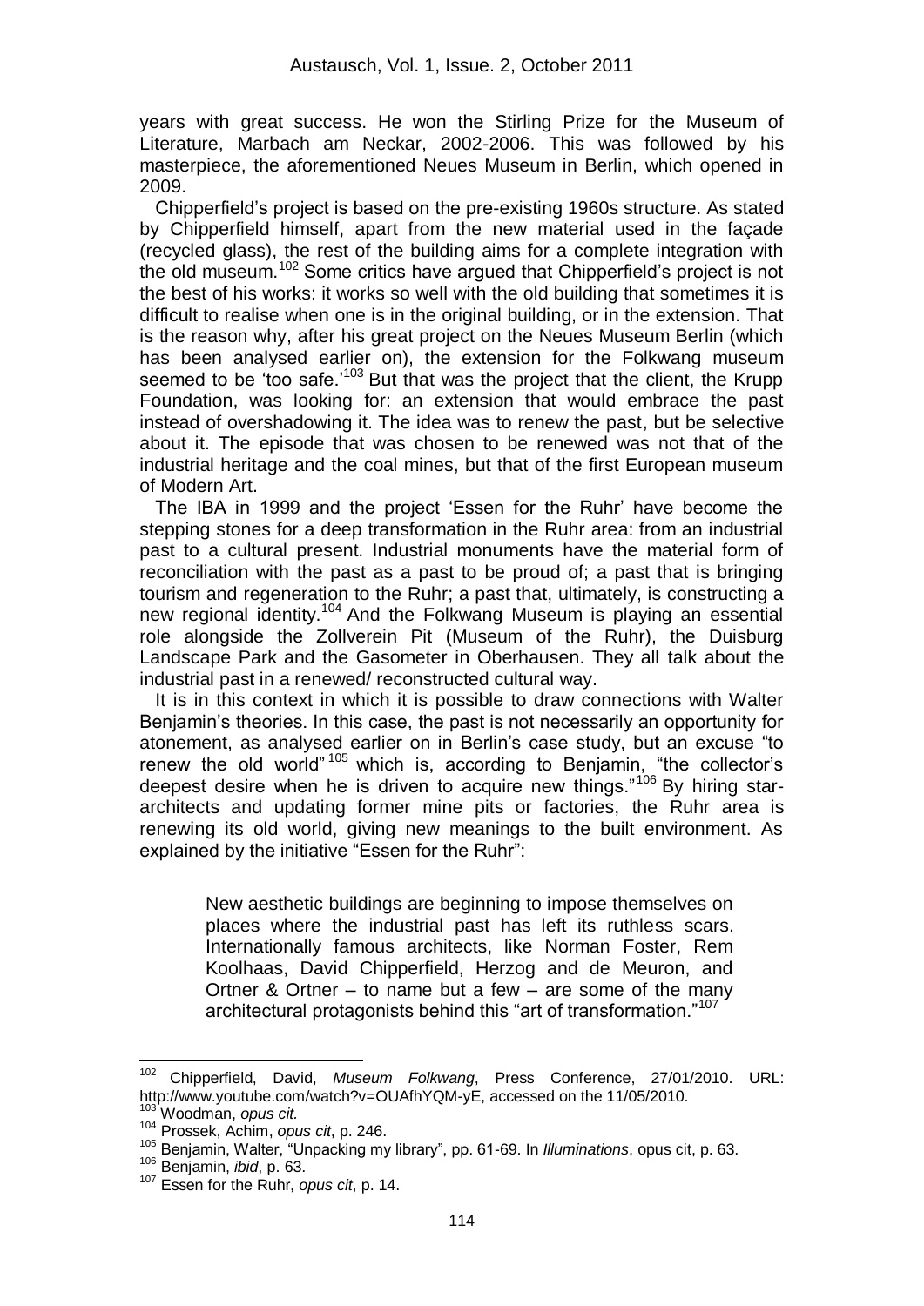years with great success. He won the Stirling Prize for the Museum of Literature, Marbach am Neckar, 2002-2006. This was followed by his masterpiece, the aforementioned Neues Museum in Berlin, which opened in 2009.

Chipperfield's project is based on the pre-existing 1960s structure. As stated by Chipperfield himself, apart from the new material used in the façade (recycled glass), the rest of the building aims for a complete integration with the old museum.[102] Some critics have argued that Chipperfield's project is not the best of his works: it works so well with the old building that sometimes it is difficult to realise when one is in the original building, or in the extension. That is the reason why, after his great project on the Neues Museum Berlin (which has been analysed earlier on), the extension for the Folkwang museum seemed to be 'too safe.'[103] But that was the project that the client, the Krupp Foundation, was looking for: an extension that would embrace the past instead of overshadowing it. The idea was to renew the past, but be selective about it. The episode that was chosen to be renewed was not that of the industrial heritage and the coal mines, but that of the first European museum of Modern Art.

The IBA in 1999 and the project 'Essen for the Ruhr' have become the stepping stones for a deep transformation in the Ruhr area: from an industrial past to a cultural present. Industrial monuments have the material form of reconciliation with the past as a past to be proud of; a past that is bringing tourism and regeneration to the Ruhr; a past that, ultimately, is constructing a new regional identity.[104] And the Folkwang Museum is playing an essential role alongside the Zollverein Pit (Museum of the Ruhr), the Duisburg Landscape Park and the Gasometer in Oberhausen. They all talk about the industrial past in a renewed/ reconstructed cultural way.

It is in this context in which it is possible to draw connections with Walter Benjamin's theories. In this case, the past is not necessarily an opportunity for atonement, as analysed earlier on in Berlin's case study, but an excuse "to renew the old world"[105] which is, according to Benjamin, "the collector's deepest desire when he is driven to acquire new things."[106] By hiring star-architects and updating former mine pits or factories, the Ruhr area is renewing its old world, giving new meanings to the built environment. As explained by the initiative "Essen for the Ruhr":

> New aesthetic buildings are beginning to impose themselves on places where the industrial past has left its ruthless scars. Internationally famous architects, like Norman Foster, Rem Koolhaas, David Chipperfield, Herzog and de Meuron, and Ortner & Ortner – to name but a few – are some of the many architectural protagonists behind this "art of transformation."[107]

---

[102] Chipperfield, David, *Museum Folkwang*, Press Conference, 27/01/2010. URL: http://www.youtube.com/watch?v=OUAfhYQM-yE, accessed on the 11/05/2010.

[103] Woodman, *opus cit.*

[104] Prossek, Achim, *opus cit*, p. 246.

[105] Benjamin, Walter, "Unpacking my library", pp. 61-69. In *Illuminations*, opus cit, p. 63.

[106] Benjamin, *ibid*, p. 63.

[107] Essen for the Ruhr, *opus cit*, p. 14.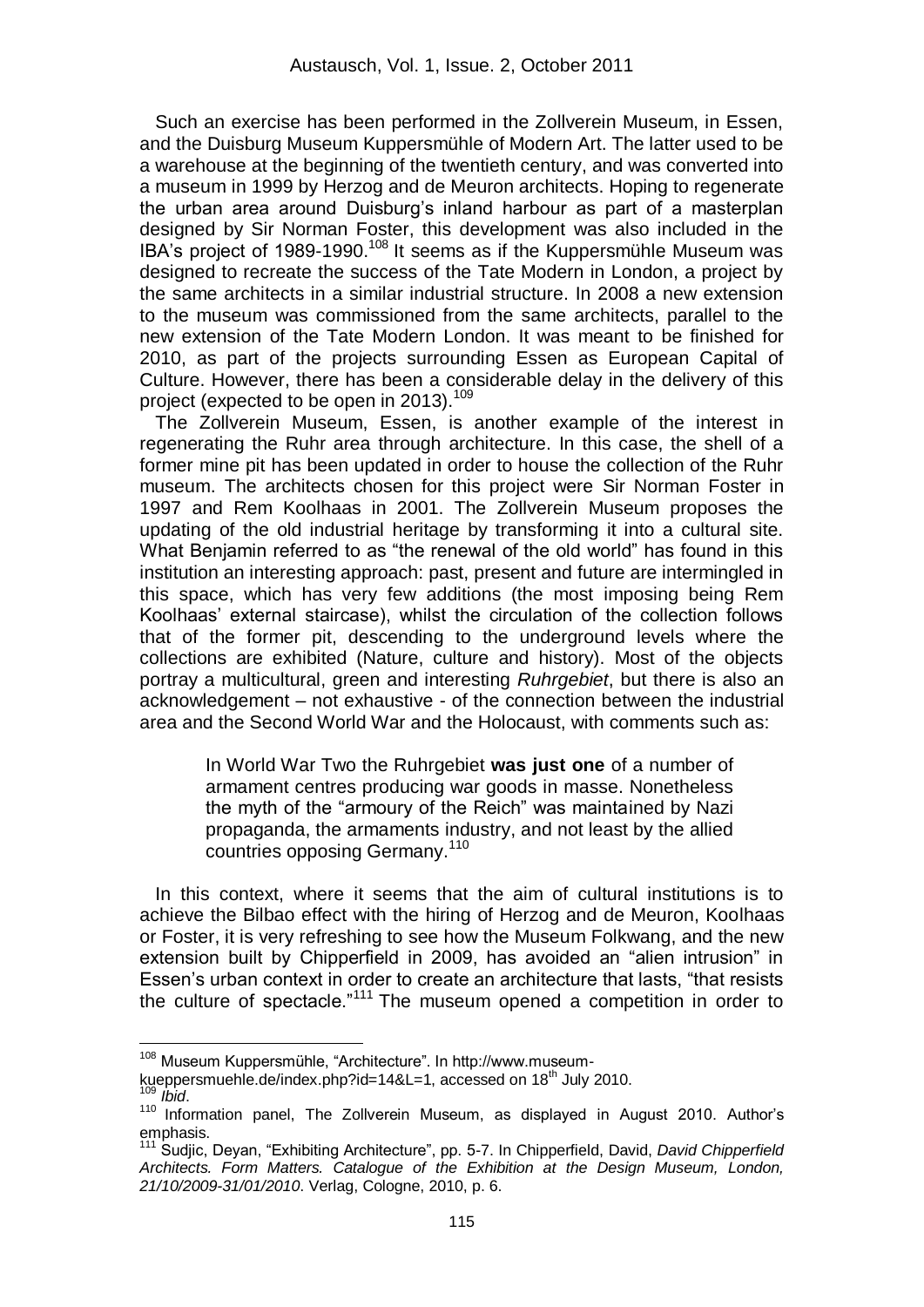Such an exercise has been performed in the Zollverein Museum, in Essen, and the Duisburg Museum Kuppersmühle of Modern Art. The latter used to be a warehouse at the beginning of the twentieth century, and was converted into a museum in 1999 by Herzog and de Meuron architects. Hoping to regenerate the urban area around Duisburg's inland harbour as part of a masterplan designed by Sir Norman Foster, this development was also included in the IBA's project of 1989-1990.[108] It seems as if the Kuppersmühle Museum was designed to recreate the success of the Tate Modern in London, a project by the same architects in a similar industrial structure. In 2008 a new extension to the museum was commissioned from the same architects, parallel to the new extension of the Tate Modern London. It was meant to be finished for 2010, as part of the projects surrounding Essen as European Capital of Culture. However, there has been a considerable delay in the delivery of this project (expected to be open in 2013).[109]

The Zollverein Museum, Essen, is another example of the interest in regenerating the Ruhr area through architecture. In this case, the shell of a former mine pit has been updated in order to house the collection of the Ruhr museum. The architects chosen for this project were Sir Norman Foster in 1997 and Rem Koolhaas in 2001. The Zollverein Museum proposes the updating of the old industrial heritage by transforming it into a cultural site. What Benjamin referred to as "the renewal of the old world" has found in this institution an interesting approach: past, present and future are intermingled in this space, which has very few additions (the most imposing being Rem Koolhaas' external staircase), whilst the circulation of the collection follows that of the former pit, descending to the underground levels where the collections are exhibited (Nature, culture and history). Most of the objects portray a multicultural, green and interesting *Ruhrgebiet*, but there is also an acknowledgement – not exhaustive - of the connection between the industrial area and the Second World War and the Holocaust, with comments such as:

> In World War Two the Ruhrgebiet **was just one** of a number of armament centres producing war goods in masse. Nonetheless the myth of the "armoury of the Reich" was maintained by Nazi propaganda, the armaments industry, and not least by the allied countries opposing Germany.[110]

In this context, where it seems that the aim of cultural institutions is to achieve the Bilbao effect with the hiring of Herzog and de Meuron, Koolhaas or Foster, it is very refreshing to see how the Museum Folkwang, and the new extension built by Chipperfield in 2009, has avoided an "alien intrusion" in Essen's urban context in order to create an architecture that lasts, "that resists the culture of spectacle."[111] The museum opened a competition in order to

---

[108] Museum Kuppersmühle, "Architecture". In http://www.museum-kueppersmuehle.de/index.php?id=14&L=1, accessed on 18th July 2010.

[109] *Ibid*.

[110] Information panel, The Zollverein Museum, as displayed in August 2010. Author's emphasis.

[111] Sudjic, Deyan, "Exhibiting Architecture", pp. 5-7. In Chipperfield, David, *David Chipperfield Architects. Form Matters. Catalogue of the Exhibition at the Design Museum, London, 21/10/2009-31/01/2010*. Verlag, Cologne, 2010, p. 6.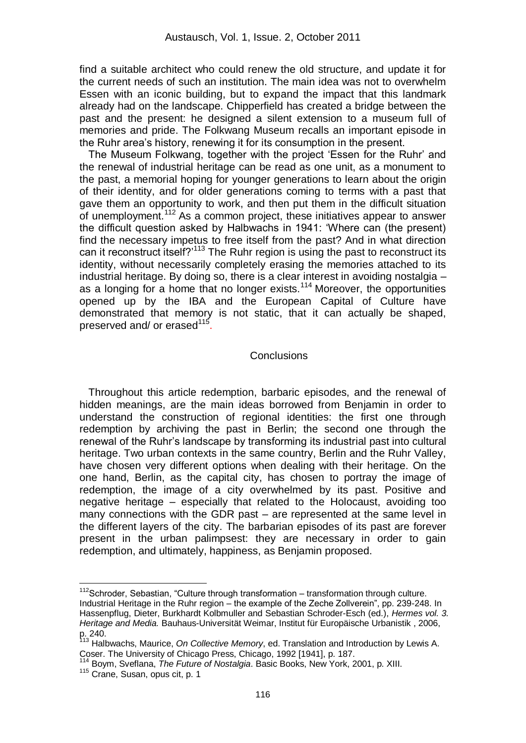find a suitable architect who could renew the old structure, and update it for the current needs of such an institution. The main idea was not to overwhelm Essen with an iconic building, but to expand the impact that this landmark already had on the landscape. Chipperfield has created a bridge between the past and the present: he designed a silent extension to a museum full of memories and pride. The Folkwang Museum recalls an important episode in the Ruhr area's history, renewing it for its consumption in the present.

The Museum Folkwang, together with the project 'Essen for the Ruhr' and the renewal of industrial heritage can be read as one unit, as a monument to the past, a memorial hoping for younger generations to learn about the origin of their identity, and for older generations coming to terms with a past that gave them an opportunity to work, and then put them in the difficult situation of unemployment.[112] As a common project, these initiatives appear to answer the difficult question asked by Halbwachs in 1941: 'Where can (the present) find the necessary impetus to free itself from the past? And in what direction can it reconstruct itself?'[113] The Ruhr region is using the past to reconstruct its identity, without necessarily completely erasing the memories attached to its industrial heritage. By doing so, there is a clear interest in avoiding nostalgia – as a longing for a home that no longer exists.[114] Moreover, the opportunities opened up by the IBA and the European Capital of Culture have demonstrated that memory is not static, that it can actually be shaped, preserved and/ or erased[115].

## Conclusions

Throughout this article redemption, barbaric episodes, and the renewal of hidden meanings, are the main ideas borrowed from Benjamin in order to understand the construction of regional identities: the first one through redemption by archiving the past in Berlin; the second one through the renewal of the Ruhr's landscape by transforming its industrial past into cultural heritage. Two urban contexts in the same country, Berlin and the Ruhr Valley, have chosen very different options when dealing with their heritage. On the one hand, Berlin, as the capital city, has chosen to portray the image of redemption, the image of a city overwhelmed by its past. Positive and negative heritage – especially that related to the Holocaust, avoiding too many connections with the GDR past – are represented at the same level in the different layers of the city. The barbarian episodes of its past are forever present in the urban palimpsest: they are necessary in order to gain redemption, and ultimately, happiness, as Benjamin proposed.

---

[112] Schroder, Sebastian, "Culture through transformation – transformation through culture. Industrial Heritage in the Ruhr region – the example of the Zeche Zollverein", pp. 239-248. In Hassenpflug, Dieter, Burkhardt Kolbmuller and Sebastian Schroder-Esch (ed.), *Hermes vol. 3. Heritage and Media.* Bauhaus-Universität Weimar, Institut für Europäische Urbanistik , 2006, p. 240.

[113] Halbwachs, Maurice, *On Collective Memory*, ed. Translation and Introduction by Lewis A. Coser. The University of Chicago Press, Chicago, 1992 [1941], p. 187.

[114] Boym, Sveflana, *The Future of Nostalgia*. Basic Books, New York, 2001, p. XIII.

[115] Crane, Susan, opus cit, p. 1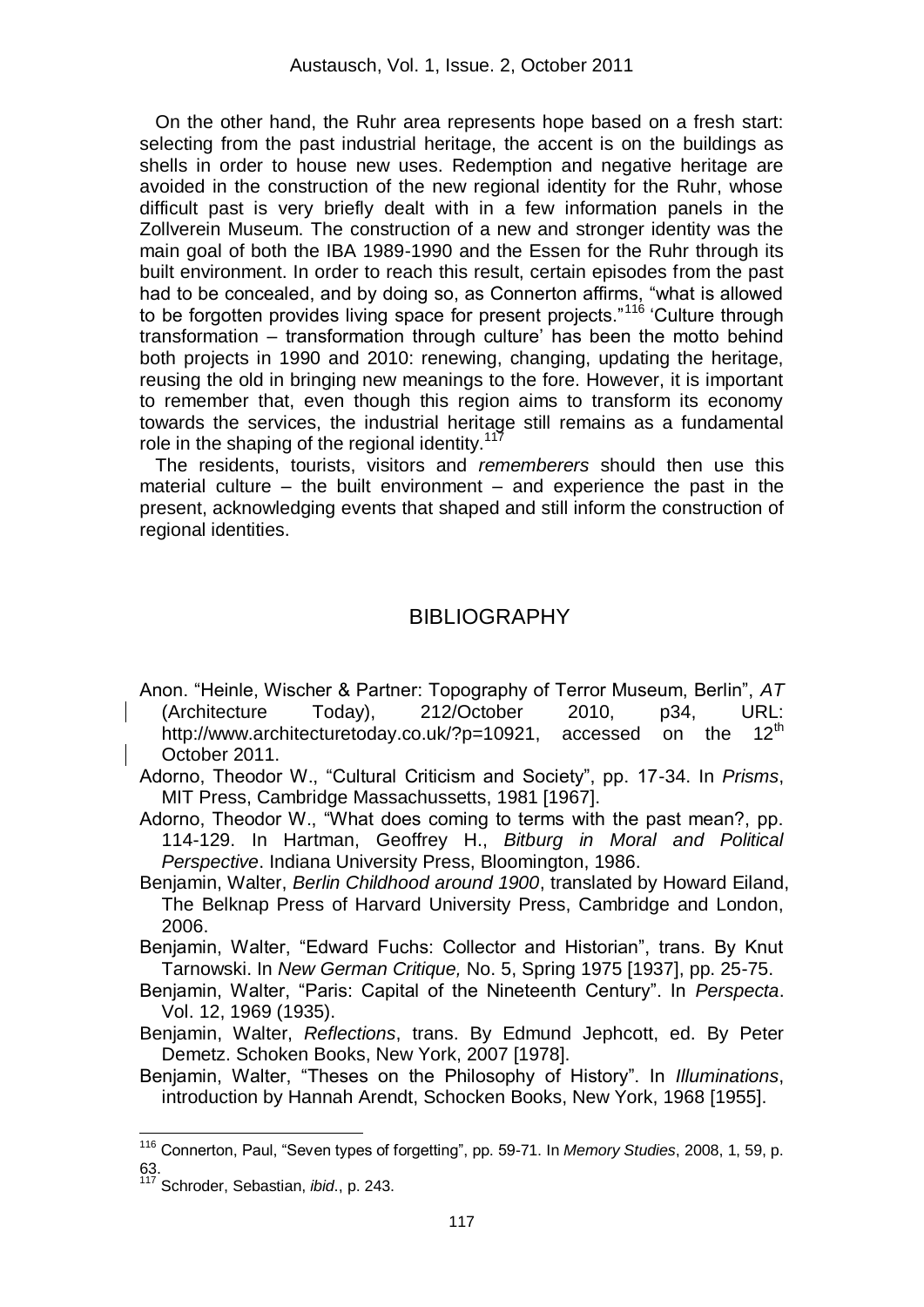On the other hand, the Ruhr area represents hope based on a fresh start: selecting from the past industrial heritage, the accent is on the buildings as shells in order to house new uses. Redemption and negative heritage are avoided in the construction of the new regional identity for the Ruhr, whose difficult past is very briefly dealt with in a few information panels in the Zollverein Museum. The construction of a new and stronger identity was the main goal of both the IBA 1989-1990 and the Essen for the Ruhr through its built environment. In order to reach this result, certain episodes from the past had to be concealed, and by doing so, as Connerton affirms, "what is allowed to be forgotten provides living space for present projects."[116] 'Culture through transformation – transformation through culture' has been the motto behind both projects in 1990 and 2010: renewing, changing, updating the heritage, reusing the old in bringing new meanings to the fore. However, it is important to remember that, even though this region aims to transform its economy towards the services, the industrial heritage still remains as a fundamental role in the shaping of the regional identity.[117]

The residents, tourists, visitors and *rememberers* should then use this material culture – the built environment – and experience the past in the present, acknowledging events that shaped and still inform the construction of regional identities.

## BIBLIOGRAPHY

Anon. "Heinle, Wischer & Partner: Topography of Terror Museum, Berlin", *AT* (Architecture Today), 212/October 2010, p34, URL: http://www.architecturetoday.co.uk/?p=10921, accessed on the 12th October 2011.

Adorno, Theodor W., "Cultural Criticism and Society", pp. 17-34. In *Prisms*, MIT Press, Cambridge Massachussetts, 1981 [1967].

Adorno, Theodor W., "What does coming to terms with the past mean?, pp. 114-129. In Hartman, Geoffrey H., *Bitburg in Moral and Political Perspective*. Indiana University Press, Bloomington, 1986.

Benjamin, Walter, *Berlin Childhood around 1900*, translated by Howard Eiland, The Belknap Press of Harvard University Press, Cambridge and London, 2006.

Benjamin, Walter, "Edward Fuchs: Collector and Historian", trans. By Knut Tarnowski. In *New German Critique,* No. 5, Spring 1975 [1937], pp. 25-75.

Benjamin, Walter, "Paris: Capital of the Nineteenth Century". In *Perspecta*. Vol. 12, 1969 (1935).

Benjamin, Walter, *Reflections*, trans. By Edmund Jephcott, ed. By Peter Demetz. Schoken Books, New York, 2007 [1978].

Benjamin, Walter, "Theses on the Philosophy of History". In *Illuminations*, introduction by Hannah Arendt, Schocken Books, New York, 1968 [1955].

---

[116] Connerton, Paul, "Seven types of forgetting", pp. 59-71. In *Memory Studies*, 2008, 1, 59, p. 63.

[117] Schroder, Sebastian, *ibid*., p. 243.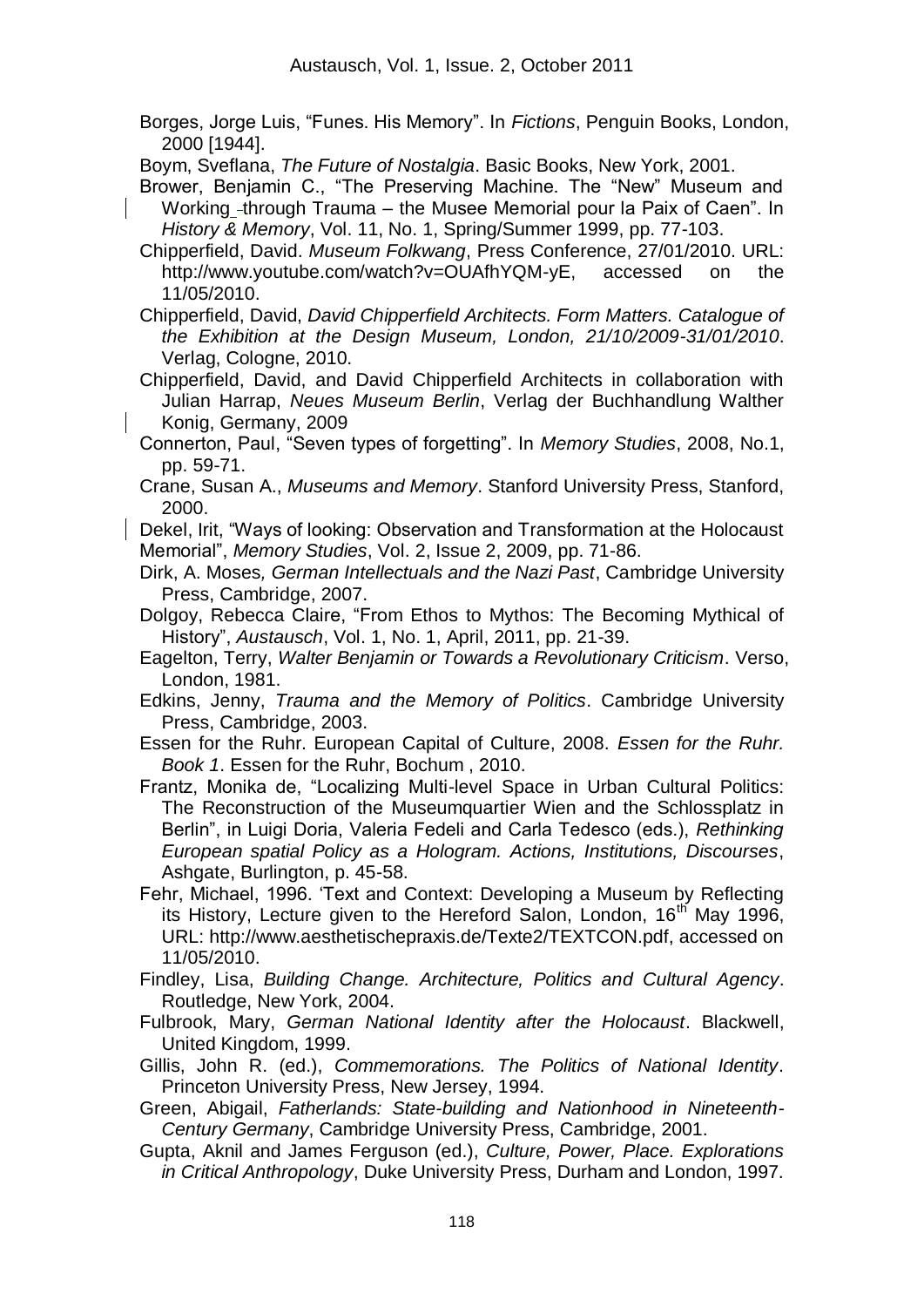Borges, Jorge Luis, "Funes. His Memory". In *Fictions*, Penguin Books, London, 2000 [1944].

Boym, Sveflana, *The Future of Nostalgia*. Basic Books, New York, 2001.

Brower, Benjamin C., "The Preserving Machine. The "New" Museum and Working-through Trauma – the Musee Memorial pour la Paix of Caen". In *History & Memory*, Vol. 11, No. 1, Spring/Summer 1999, pp. 77-103.

Chipperfield, David. *Museum Folkwang*, Press Conference, 27/01/2010. URL: http://www.youtube.com/watch?v=OUAfhYQM-yE, accessed on the 11/05/2010.

Chipperfield, David, *David Chipperfield Architects. Form Matters. Catalogue of the Exhibition at the Design Museum, London, 21/10/2009-31/01/2010*. Verlag, Cologne, 2010.

Chipperfield, David, and David Chipperfield Architects in collaboration with Julian Harrap, *Neues Museum Berlin*, Verlag der Buchhandlung Walther Konig, Germany, 2009

Connerton, Paul, "Seven types of forgetting". In *Memory Studies*, 2008, No.1, pp. 59-71.

Crane, Susan A., *Museums and Memory*. Stanford University Press, Stanford, 2000.

Dekel, Irit, "Ways of looking: Observation and Transformation at the Holocaust Memorial", *Memory Studies*, Vol. 2, Issue 2, 2009, pp. 71-86.

Dirk, A. Moses*, German Intellectuals and the Nazi Past*, Cambridge University Press, Cambridge, 2007.

Dolgoy, Rebecca Claire, "From Ethos to Mythos: The Becoming Mythical of History", *Austausch*, Vol. 1, No. 1, April, 2011, pp. 21-39.

Eagelton, Terry, *Walter Benjamin or Towards a Revolutionary Criticism*. Verso, London, 1981.

Edkins, Jenny, *Trauma and the Memory of Politics*. Cambridge University Press, Cambridge, 2003.

Essen for the Ruhr. European Capital of Culture, 2008. *Essen for the Ruhr. Book 1*. Essen for the Ruhr, Bochum , 2010.

Frantz, Monika de, "Localizing Multi-level Space in Urban Cultural Politics: The Reconstruction of the Museumquartier Wien and the Schlossplatz in Berlin", in Luigi Doria, Valeria Fedeli and Carla Tedesco (eds.), *Rethinking European spatial Policy as a Hologram. Actions, Institutions, Discourses*, Ashgate, Burlington, p. 45-58.

Fehr, Michael, 1996. 'Text and Context: Developing a Museum by Reflecting its History, Lecture given to the Hereford Salon, London, 16th May 1996, URL: http://www.aesthetischepraxis.de/Texte2/TEXTCON.pdf, accessed on 11/05/2010.

Findley, Lisa, *Building Change. Architecture, Politics and Cultural Agency*. Routledge, New York, 2004.

Fulbrook, Mary, *German National Identity after the Holocaust*. Blackwell, United Kingdom, 1999.

Gillis, John R. (ed.), *Commemorations. The Politics of National Identity*. Princeton University Press, New Jersey, 1994.

Green, Abigail, *Fatherlands: State-building and Nationhood in Nineteenth-Century Germany*, Cambridge University Press, Cambridge, 2001.

Gupta, Aknil and James Ferguson (ed.), *Culture, Power, Place. Explorations in Critical Anthropology*, Duke University Press, Durham and London, 1997.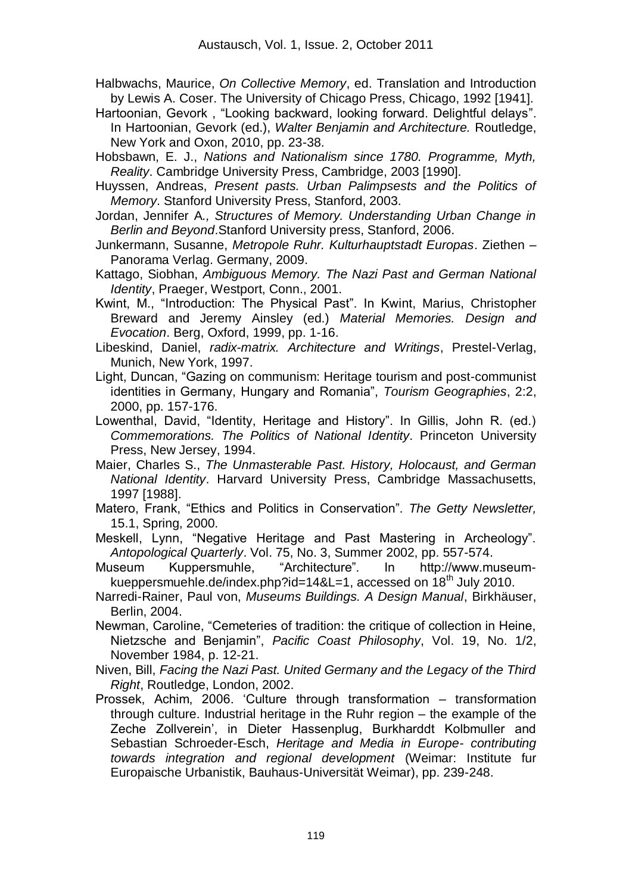Halbwachs, Maurice, *On Collective Memory*, ed. Translation and Introduction by Lewis A. Coser. The University of Chicago Press, Chicago, 1992 [1941].

Hartoonian, Gevork , "Looking backward, looking forward. Delightful delays". In Hartoonian, Gevork (ed.), *Walter Benjamin and Architecture.* Routledge, New York and Oxon, 2010, pp. 23-38.

Hobsbawn, E. J., *Nations and Nationalism since 1780. Programme, Myth, Reality*. Cambridge University Press, Cambridge, 2003 [1990].

Huyssen, Andreas, *Present pasts. Urban Palimpsests and the Politics of Memory*. Stanford University Press, Stanford, 2003.

Jordan, Jennifer A*., Structures of Memory. Understanding Urban Change in Berlin and Beyond*.Stanford University press, Stanford, 2006.

Junkermann, Susanne, *Metropole Ruhr. Kulturhauptstadt Europas*. Ziethen – Panorama Verlag. Germany, 2009.

Kattago, Siobhan, *Ambiguous Memory. The Nazi Past and German National Identity*, Praeger, Westport, Conn., 2001.

Kwint, M., "Introduction: The Physical Past". In Kwint, Marius, Christopher Breward and Jeremy Ainsley (ed.) *Material Memories. Design and Evocation*. Berg, Oxford, 1999, pp. 1-16.

Libeskind, Daniel, *radix-matrix. Architecture and Writings*, Prestel-Verlag, Munich, New York, 1997.

Light, Duncan, "Gazing on communism: Heritage tourism and post-communist identities in Germany, Hungary and Romania", *Tourism Geographies*, 2:2, 2000, pp. 157-176.

Lowenthal, David, "Identity, Heritage and History". In Gillis, John R. (ed.) *Commemorations. The Politics of National Identity*. Princeton University Press, New Jersey, 1994.

Maier, Charles S., *The Unmasterable Past. History, Holocaust, and German National Identity*. Harvard University Press, Cambridge Massachusetts, 1997 [1988].

Matero, Frank, "Ethics and Politics in Conservation". *The Getty Newsletter,* 15.1, Spring, 2000.

Meskell, Lynn, "Negative Heritage and Past Mastering in Archeology". *Antopological Quarterly*. Vol. 75, No. 3, Summer 2002, pp. 557-574.

Museum Kuppersmuhle, "Architecture". In http://www.museum-kueppersmuehle.de/index.php?id=14&L=1, accessed on 18th July 2010.

Narredi-Rainer, Paul von, *Museums Buildings. A Design Manual*, Birkhäuser, Berlin, 2004.

Newman, Caroline, "Cemeteries of tradition: the critique of collection in Heine, Nietzsche and Benjamin", *Pacific Coast Philosophy*, Vol. 19, No. 1/2, November 1984, p. 12-21.

Niven, Bill, *Facing the Nazi Past. United Germany and the Legacy of the Third Right*, Routledge, London, 2002.

Prossek, Achim, 2006. 'Culture through transformation – transformation through culture. Industrial heritage in the Ruhr region – the example of the Zeche Zollverein', in Dieter Hassenplug, Burkharddt Kolbmuller and Sebastian Schroeder-Esch, *Heritage and Media in Europe- contributing towards integration and regional development* (Weimar: Institute fur Europaische Urbanistik, Bauhaus-Universität Weimar), pp. 239-248.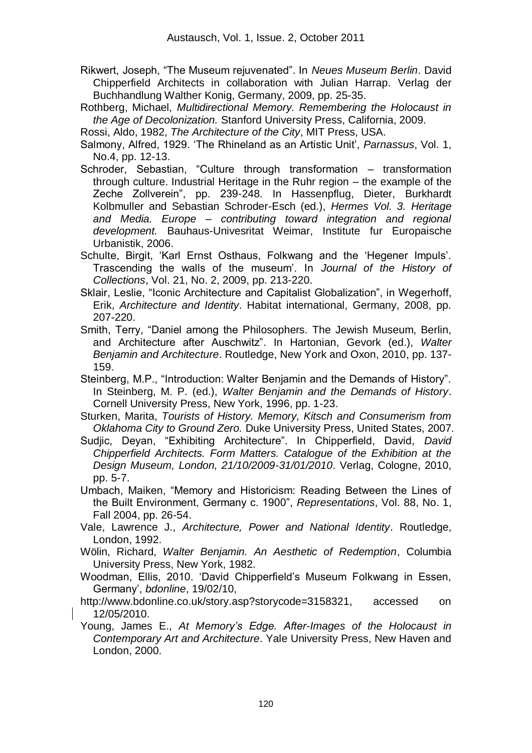Rikwert, Joseph, "The Museum rejuvenated". In *Neues Museum Berlin*. David Chipperfield Architects in collaboration with Julian Harrap. Verlag der Buchhandlung Walther Konig, Germany, 2009, pp. 25-35.

Rothberg, Michael, *Multidirectional Memory. Remembering the Holocaust in the Age of Decolonization.* Stanford University Press, California, 2009.

Rossi, Aldo, 1982, *The Architecture of the City*, MIT Press, USA.

Salmony, Alfred, 1929. 'The Rhineland as an Artistic Unit', *Parnassus*, Vol. 1, No.4, pp. 12-13.

Schroder, Sebastian, "Culture through transformation – transformation through culture. Industrial Heritage in the Ruhr region – the example of the Zeche Zollverein", pp. 239-248. In Hassenpflug, Dieter, Burkhardt Kolbmuller and Sebastian Schroder-Esch (ed.), *Hermes Vol. 3. Heritage and Media. Europe – contributing toward integration and regional development.* Bauhaus-Univesritat Weimar, Institute fur Europaische Urbanistik, 2006.

Schulte, Birgit, 'Karl Ernst Osthaus, Folkwang and the 'Hegener Impuls'. Trascending the walls of the museum'. In *Journal of the History of Collections*, Vol. 21, No. 2, 2009, pp. 213-220.

Sklair, Leslie, "Iconic Architecture and Capitalist Globalization", in Wegerhoff, Erik, *Architecture and Identity*. Habitat international, Germany, 2008, pp. 207-220.

Smith, Terry, "Daniel among the Philosophers. The Jewish Museum, Berlin, and Architecture after Auschwitz". In Hartonian, Gevork (ed.), *Walter Benjamin and Architecture*. Routledge, New York and Oxon, 2010, pp. 137-159.

Steinberg, M.P., "Introduction: Walter Benjamin and the Demands of History". In Steinberg, M. P. (ed.), *Walter Benjamin and the Demands of History*. Cornell University Press, New York, 1996, pp. 1-23.

Sturken, Marita, *Tourists of History. Memory, Kitsch and Consumerism from Oklahoma City to Ground Zero.* Duke University Press, United States, 2007.

Sudjic, Deyan, "Exhibiting Architecture". In Chipperfield, David, *David Chipperfield Architects. Form Matters. Catalogue of the Exhibition at the Design Museum, London, 21/10/2009-31/01/2010*. Verlag, Cologne, 2010, pp. 5-7.

Umbach, Maiken, "Memory and Historicism: Reading Between the Lines of the Built Environment, Germany c. 1900", *Representations*, Vol. 88, No. 1, Fall 2004, pp. 26-54.

Vale, Lawrence J., *Architecture, Power and National Identity*. Routledge, London, 1992.

Wölin, Richard, *Walter Benjamin. An Aesthetic of Redemption*, Columbia University Press, New York, 1982.

Woodman, Ellis, 2010. 'David Chipperfield's Museum Folkwang in Essen, Germany', *bdonline*, 19/02/10, http://www.bdonline.co.uk/story.asp?storycode=3158321, accessed on 12/05/2010.

Young, James E., *At Memory's Edge. After-Images of the Holocaust in Contemporary Art and Architecture*. Yale University Press, New Haven and London, 2000.